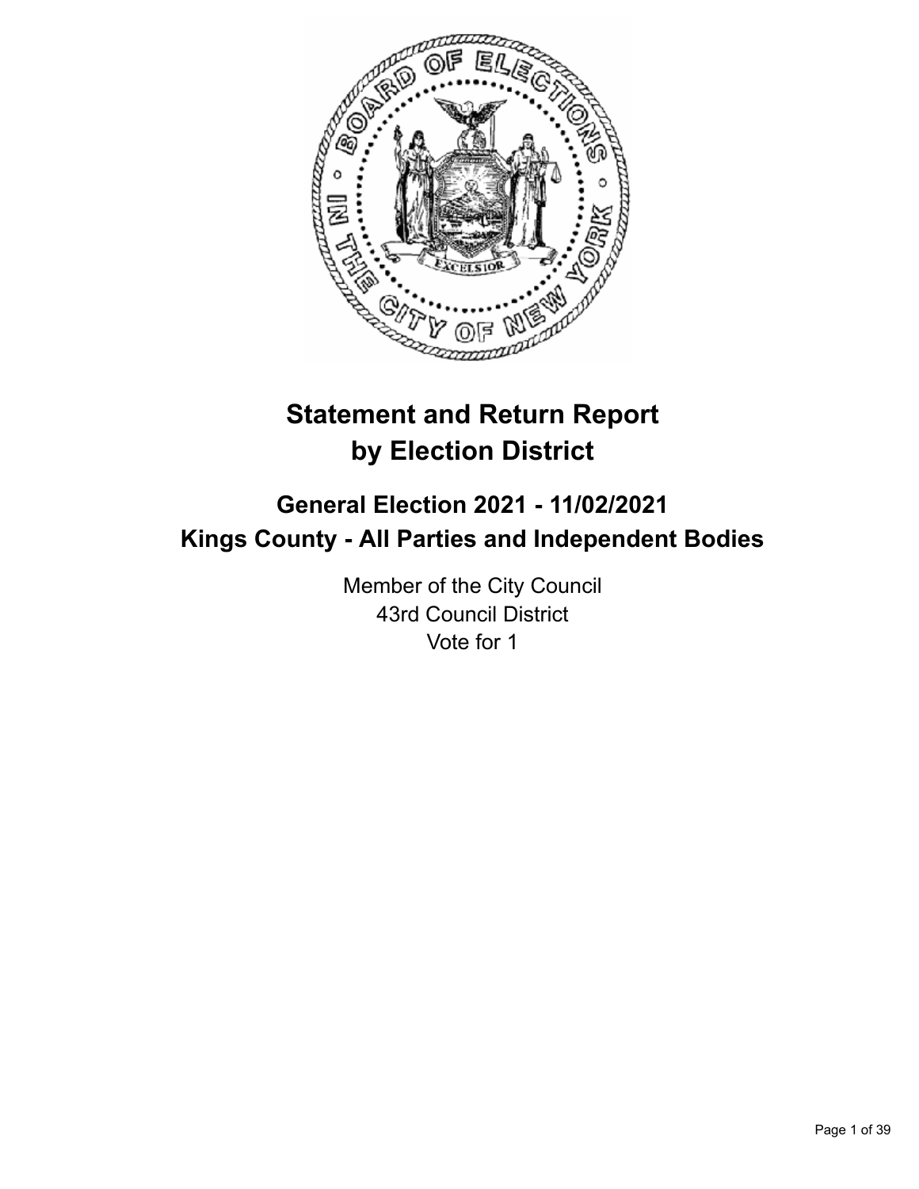# Statement and Return Report by Election District

## General Election 2021 - 11/02/2021
## Kings County - All Parties and Independent Bodies

Member of the City Council
43rd Council District
Vote for 1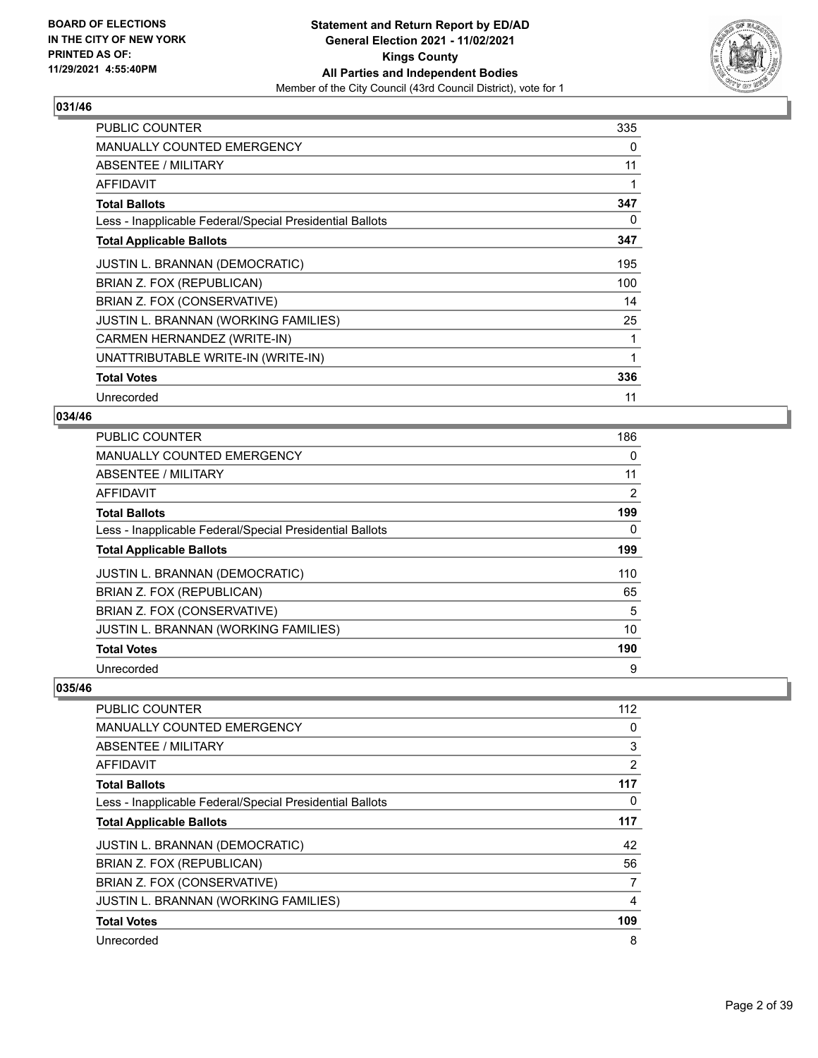### 031/46

| | |
|---|---|
| PUBLIC COUNTER | 335 |
| MANUALLY COUNTED EMERGENCY | 0 |
| ABSENTEE / MILITARY | 11 |
| AFFIDAVIT | 1 |
| **Total Ballots** | **347** |
| Less - Inapplicable Federal/Special Presidential Ballots | 0 |
| **Total Applicable Ballots** | **347** |
| JUSTIN L. BRANNAN (DEMOCRATIC) | 195 |
| BRIAN Z. FOX (REPUBLICAN) | 100 |
| BRIAN Z. FOX (CONSERVATIVE) | 14 |
| JUSTIN L. BRANNAN (WORKING FAMILIES) | 25 |
| CARMEN HERNANDEZ (WRITE-IN) | 1 |
| UNATTRIBUTABLE WRITE-IN (WRITE-IN) | 1 |
| **Total Votes** | **336** |
| Unrecorded | 11 |

### 034/46

| | |
|---|---|
| PUBLIC COUNTER | 186 |
| MANUALLY COUNTED EMERGENCY | 0 |
| ABSENTEE / MILITARY | 11 |
| AFFIDAVIT | 2 |
| **Total Ballots** | **199** |
| Less - Inapplicable Federal/Special Presidential Ballots | 0 |
| **Total Applicable Ballots** | **199** |
| JUSTIN L. BRANNAN (DEMOCRATIC) | 110 |
| BRIAN Z. FOX (REPUBLICAN) | 65 |
| BRIAN Z. FOX (CONSERVATIVE) | 5 |
| JUSTIN L. BRANNAN (WORKING FAMILIES) | 10 |
| **Total Votes** | **190** |
| Unrecorded | 9 |

### 035/46

| | |
|---|---|
| PUBLIC COUNTER | 112 |
| MANUALLY COUNTED EMERGENCY | 0 |
| ABSENTEE / MILITARY | 3 |
| AFFIDAVIT | 2 |
| **Total Ballots** | **117** |
| Less - Inapplicable Federal/Special Presidential Ballots | 0 |
| **Total Applicable Ballots** | **117** |
| JUSTIN L. BRANNAN (DEMOCRATIC) | 42 |
| BRIAN Z. FOX (REPUBLICAN) | 56 |
| BRIAN Z. FOX (CONSERVATIVE) | 7 |
| JUSTIN L. BRANNAN (WORKING FAMILIES) | 4 |
| **Total Votes** | **109** |
| Unrecorded | 8 |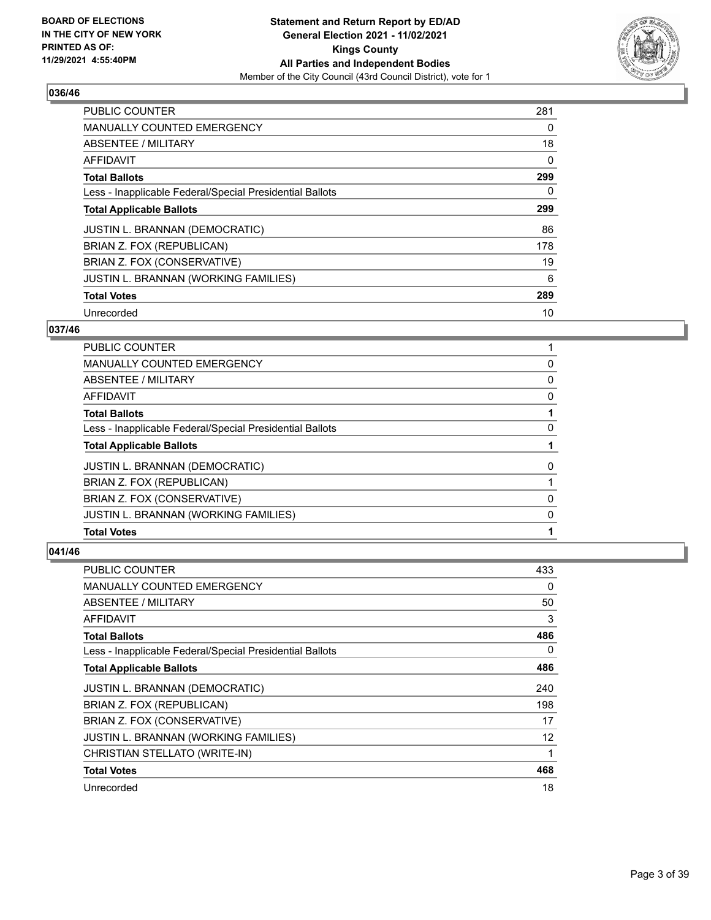## 036/46

| | |
|---|---|
| PUBLIC COUNTER | 281 |
| MANUALLY COUNTED EMERGENCY | 0 |
| ABSENTEE / MILITARY | 18 |
| AFFIDAVIT | 0 |
| **Total Ballots** | **299** |
| Less - Inapplicable Federal/Special Presidential Ballots | 0 |
| **Total Applicable Ballots** | **299** |
| JUSTIN L. BRANNAN (DEMOCRATIC) | 86 |
| BRIAN Z. FOX (REPUBLICAN) | 178 |
| BRIAN Z. FOX (CONSERVATIVE) | 19 |
| JUSTIN L. BRANNAN (WORKING FAMILIES) | 6 |
| **Total Votes** | **289** |
| Unrecorded | 10 |

## 037/46

| | |
|---|---|
| PUBLIC COUNTER | 1 |
| MANUALLY COUNTED EMERGENCY | 0 |
| ABSENTEE / MILITARY | 0 |
| AFFIDAVIT | 0 |
| **Total Ballots** | **1** |
| Less - Inapplicable Federal/Special Presidential Ballots | 0 |
| **Total Applicable Ballots** | **1** |
| JUSTIN L. BRANNAN (DEMOCRATIC) | 0 |
| BRIAN Z. FOX (REPUBLICAN) | 1 |
| BRIAN Z. FOX (CONSERVATIVE) | 0 |
| JUSTIN L. BRANNAN (WORKING FAMILIES) | 0 |
| **Total Votes** | **1** |

## 041/46

| | |
|---|---|
| PUBLIC COUNTER | 433 |
| MANUALLY COUNTED EMERGENCY | 0 |
| ABSENTEE / MILITARY | 50 |
| AFFIDAVIT | 3 |
| **Total Ballots** | **486** |
| Less - Inapplicable Federal/Special Presidential Ballots | 0 |
| **Total Applicable Ballots** | **486** |
| JUSTIN L. BRANNAN (DEMOCRATIC) | 240 |
| BRIAN Z. FOX (REPUBLICAN) | 198 |
| BRIAN Z. FOX (CONSERVATIVE) | 17 |
| JUSTIN L. BRANNAN (WORKING FAMILIES) | 12 |
| CHRISTIAN STELLATO (WRITE-IN) | 1 |
| **Total Votes** | **468** |
| Unrecorded | 18 |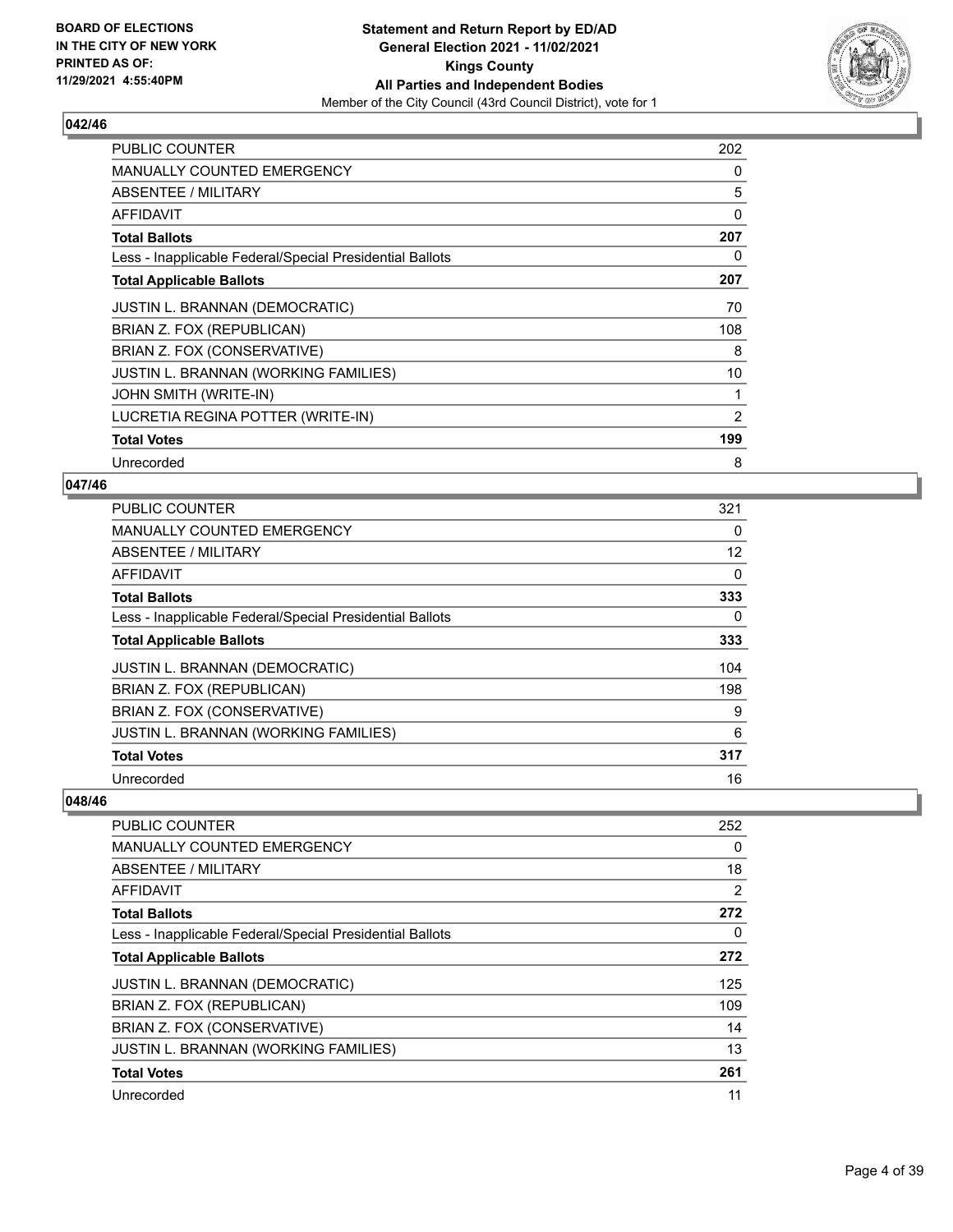**BOARD OF ELECTIONS IN THE CITY OF NEW YORK PRINTED AS OF: 11/29/2021 4:55:40PM**

**Statement and Return Report by ED/AD**
**General Election 2021 - 11/02/2021**
**Kings County**
**All Parties and Independent Bodies**
Member of the City Council (43rd Council District), vote for 1

## 042/46

| | |
|---|---|
| PUBLIC COUNTER | 202 |
| MANUALLY COUNTED EMERGENCY | 0 |
| ABSENTEE / MILITARY | 5 |
| AFFIDAVIT | 0 |
| **Total Ballots** | **207** |
| Less - Inapplicable Federal/Special Presidential Ballots | 0 |
| **Total Applicable Ballots** | **207** |
| JUSTIN L. BRANNAN (DEMOCRATIC) | 70 |
| BRIAN Z. FOX (REPUBLICAN) | 108 |
| BRIAN Z. FOX (CONSERVATIVE) | 8 |
| JUSTIN L. BRANNAN (WORKING FAMILIES) | 10 |
| JOHN SMITH (WRITE-IN) | 1 |
| LUCRETIA REGINA POTTER (WRITE-IN) | 2 |
| **Total Votes** | **199** |
| Unrecorded | 8 |

## 047/46

| | |
|---|---|
| PUBLIC COUNTER | 321 |
| MANUALLY COUNTED EMERGENCY | 0 |
| ABSENTEE / MILITARY | 12 |
| AFFIDAVIT | 0 |
| **Total Ballots** | **333** |
| Less - Inapplicable Federal/Special Presidential Ballots | 0 |
| **Total Applicable Ballots** | **333** |
| JUSTIN L. BRANNAN (DEMOCRATIC) | 104 |
| BRIAN Z. FOX (REPUBLICAN) | 198 |
| BRIAN Z. FOX (CONSERVATIVE) | 9 |
| JUSTIN L. BRANNAN (WORKING FAMILIES) | 6 |
| **Total Votes** | **317** |
| Unrecorded | 16 |

## 048/46

| | |
|---|---|
| PUBLIC COUNTER | 252 |
| MANUALLY COUNTED EMERGENCY | 0 |
| ABSENTEE / MILITARY | 18 |
| AFFIDAVIT | 2 |
| **Total Ballots** | **272** |
| Less - Inapplicable Federal/Special Presidential Ballots | 0 |
| **Total Applicable Ballots** | **272** |
| JUSTIN L. BRANNAN (DEMOCRATIC) | 125 |
| BRIAN Z. FOX (REPUBLICAN) | 109 |
| BRIAN Z. FOX (CONSERVATIVE) | 14 |
| JUSTIN L. BRANNAN (WORKING FAMILIES) | 13 |
| **Total Votes** | **261** |
| Unrecorded | 11 |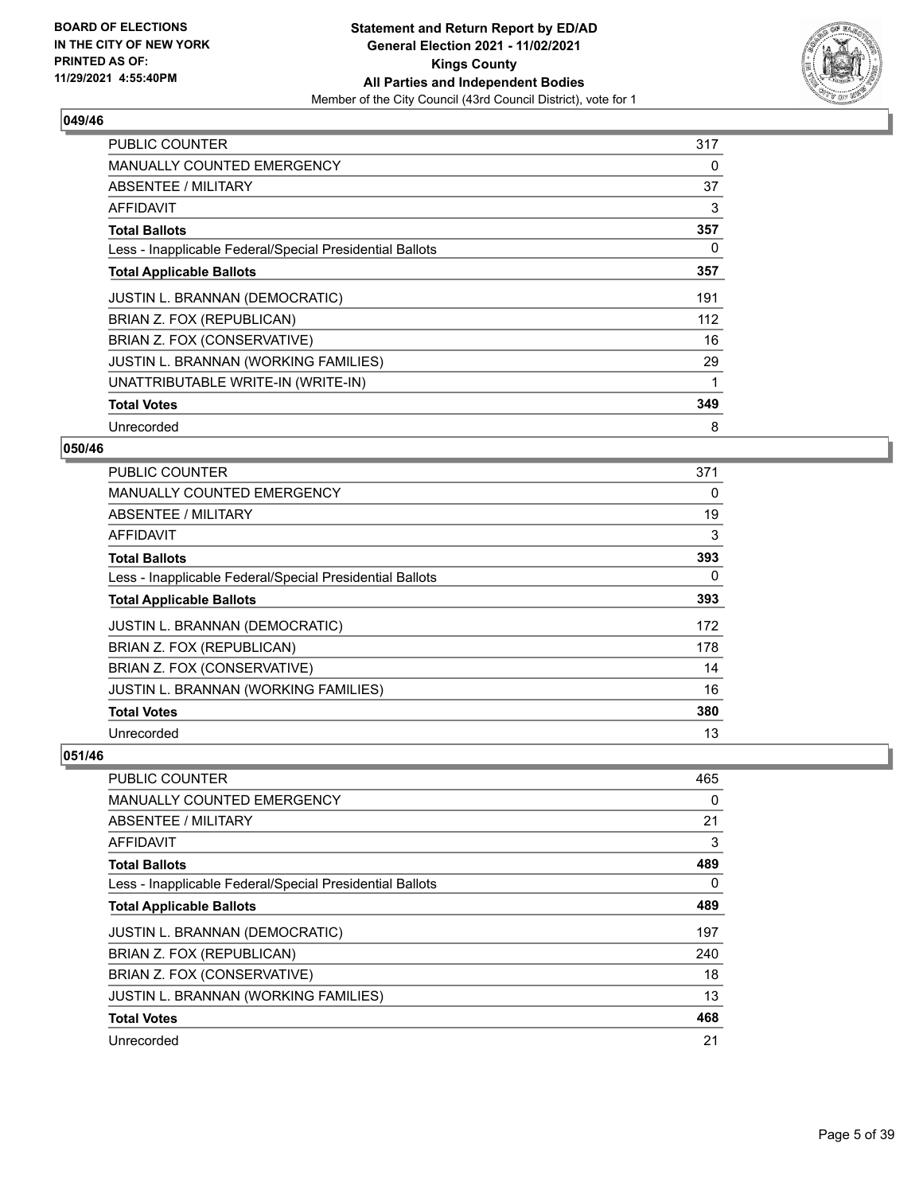### 049/46

| | |
|---|---|
| PUBLIC COUNTER | 317 |
| MANUALLY COUNTED EMERGENCY | 0 |
| ABSENTEE / MILITARY | 37 |
| AFFIDAVIT | 3 |
| **Total Ballots** | **357** |
| Less - Inapplicable Federal/Special Presidential Ballots | 0 |
| **Total Applicable Ballots** | **357** |
| JUSTIN L. BRANNAN (DEMOCRATIC) | 191 |
| BRIAN Z. FOX (REPUBLICAN) | 112 |
| BRIAN Z. FOX (CONSERVATIVE) | 16 |
| JUSTIN L. BRANNAN (WORKING FAMILIES) | 29 |
| UNATTRIBUTABLE WRITE-IN (WRITE-IN) | 1 |
| **Total Votes** | **349** |
| Unrecorded | 8 |

### 050/46

| | |
|---|---|
| PUBLIC COUNTER | 371 |
| MANUALLY COUNTED EMERGENCY | 0 |
| ABSENTEE / MILITARY | 19 |
| AFFIDAVIT | 3 |
| **Total Ballots** | **393** |
| Less - Inapplicable Federal/Special Presidential Ballots | 0 |
| **Total Applicable Ballots** | **393** |
| JUSTIN L. BRANNAN (DEMOCRATIC) | 172 |
| BRIAN Z. FOX (REPUBLICAN) | 178 |
| BRIAN Z. FOX (CONSERVATIVE) | 14 |
| JUSTIN L. BRANNAN (WORKING FAMILIES) | 16 |
| **Total Votes** | **380** |
| Unrecorded | 13 |

### 051/46

| | |
|---|---|
| PUBLIC COUNTER | 465 |
| MANUALLY COUNTED EMERGENCY | 0 |
| ABSENTEE / MILITARY | 21 |
| AFFIDAVIT | 3 |
| **Total Ballots** | **489** |
| Less - Inapplicable Federal/Special Presidential Ballots | 0 |
| **Total Applicable Ballots** | **489** |
| JUSTIN L. BRANNAN (DEMOCRATIC) | 197 |
| BRIAN Z. FOX (REPUBLICAN) | 240 |
| BRIAN Z. FOX (CONSERVATIVE) | 18 |
| JUSTIN L. BRANNAN (WORKING FAMILIES) | 13 |
| **Total Votes** | **468** |
| Unrecorded | 21 |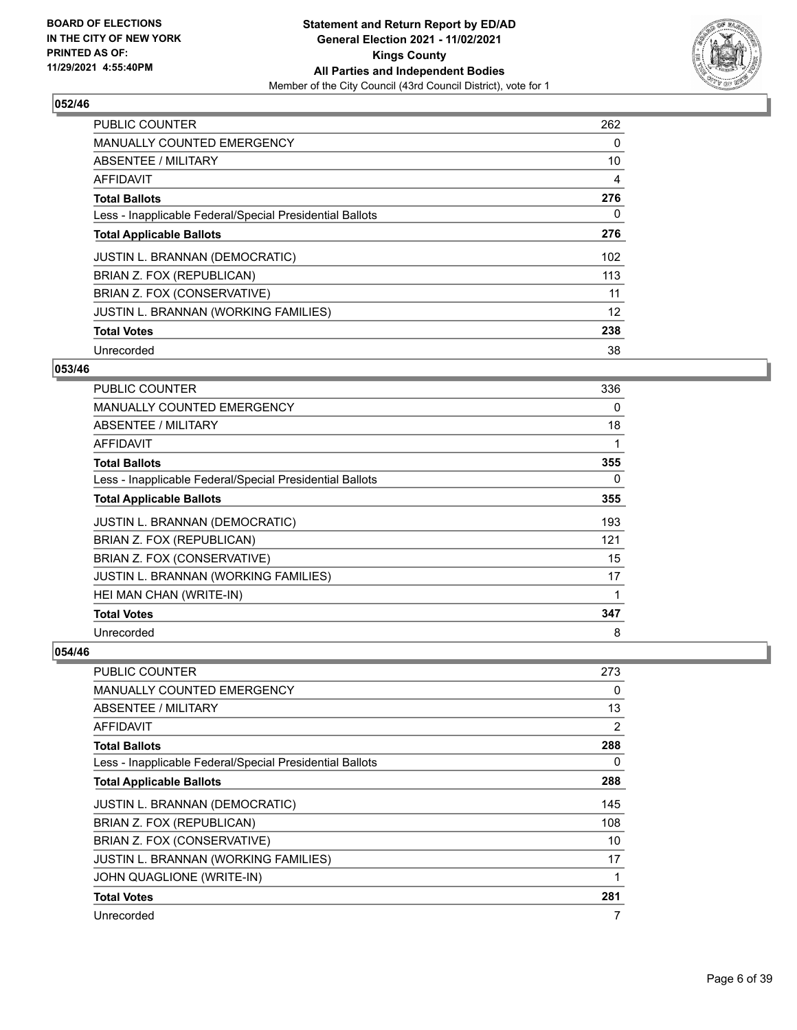**BOARD OF ELECTIONS IN THE CITY OF NEW YORK PRINTED AS OF: 11/29/2021 4:55:40PM**

**Statement and Return Report by ED/AD General Election 2021 - 11/02/2021 Kings County All Parties and Independent Bodies**
Member of the City Council (43rd Council District), vote for 1

### 052/46

| | |
|---|---|
| PUBLIC COUNTER | 262 |
| MANUALLY COUNTED EMERGENCY | 0 |
| ABSENTEE / MILITARY | 10 |
| AFFIDAVIT | 4 |
| **Total Ballots** | **276** |
| Less - Inapplicable Federal/Special Presidential Ballots | 0 |
| **Total Applicable Ballots** | **276** |
| JUSTIN L. BRANNAN (DEMOCRATIC) | 102 |
| BRIAN Z. FOX (REPUBLICAN) | 113 |
| BRIAN Z. FOX (CONSERVATIVE) | 11 |
| JUSTIN L. BRANNAN (WORKING FAMILIES) | 12 |
| **Total Votes** | **238** |
| Unrecorded | 38 |

### 053/46

| | |
|---|---|
| PUBLIC COUNTER | 336 |
| MANUALLY COUNTED EMERGENCY | 0 |
| ABSENTEE / MILITARY | 18 |
| AFFIDAVIT | 1 |
| **Total Ballots** | **355** |
| Less - Inapplicable Federal/Special Presidential Ballots | 0 |
| **Total Applicable Ballots** | **355** |
| JUSTIN L. BRANNAN (DEMOCRATIC) | 193 |
| BRIAN Z. FOX (REPUBLICAN) | 121 |
| BRIAN Z. FOX (CONSERVATIVE) | 15 |
| JUSTIN L. BRANNAN (WORKING FAMILIES) | 17 |
| HEI MAN CHAN (WRITE-IN) | 1 |
| **Total Votes** | **347** |
| Unrecorded | 8 |

### 054/46

| | |
|---|---|
| PUBLIC COUNTER | 273 |
| MANUALLY COUNTED EMERGENCY | 0 |
| ABSENTEE / MILITARY | 13 |
| AFFIDAVIT | 2 |
| **Total Ballots** | **288** |
| Less - Inapplicable Federal/Special Presidential Ballots | 0 |
| **Total Applicable Ballots** | **288** |
| JUSTIN L. BRANNAN (DEMOCRATIC) | 145 |
| BRIAN Z. FOX (REPUBLICAN) | 108 |
| BRIAN Z. FOX (CONSERVATIVE) | 10 |
| JUSTIN L. BRANNAN (WORKING FAMILIES) | 17 |
| JOHN QUAGLIONE (WRITE-IN) | 1 |
| **Total Votes** | **281** |
| Unrecorded | 7 |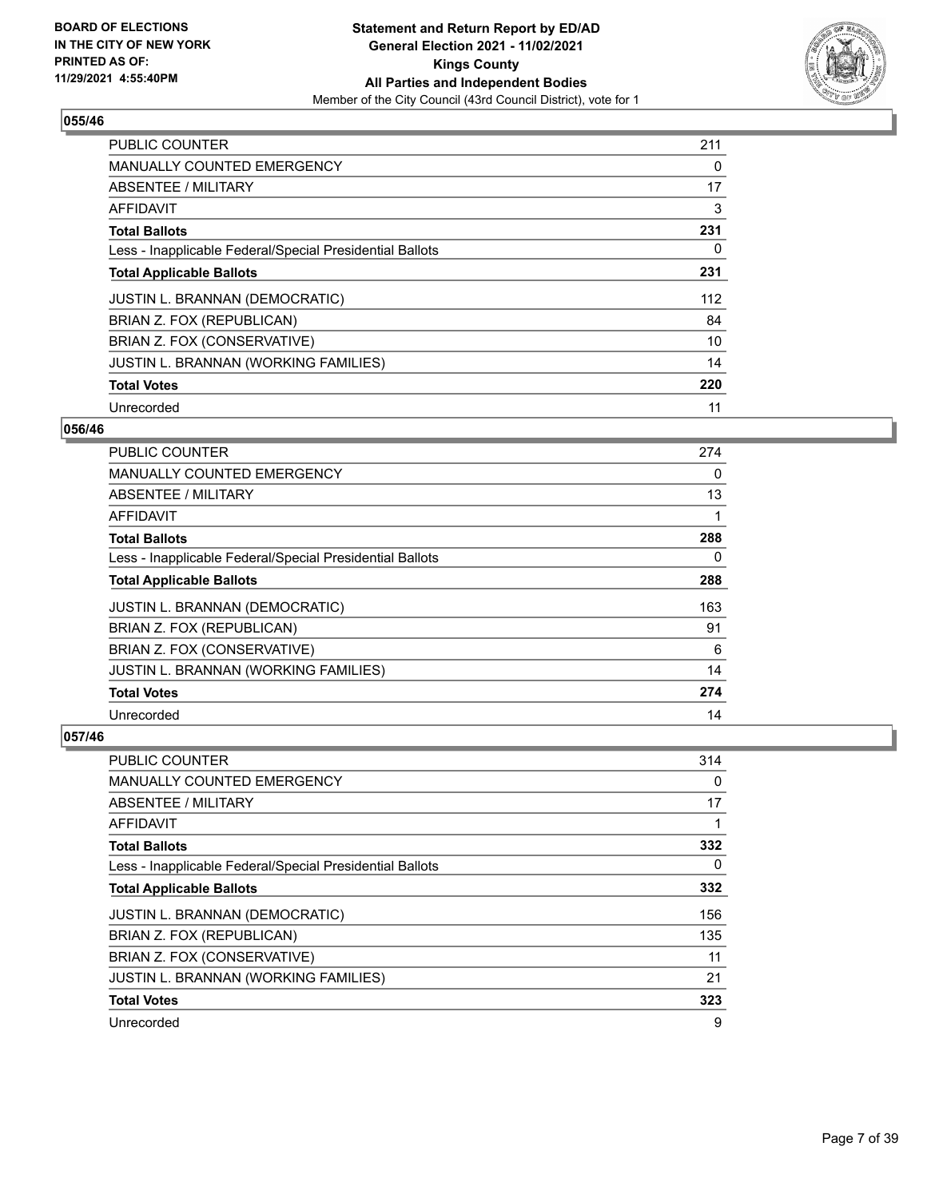## 055/46

| | |
|---|---|
| PUBLIC COUNTER | 211 |
| MANUALLY COUNTED EMERGENCY | 0 |
| ABSENTEE / MILITARY | 17 |
| AFFIDAVIT | 3 |
| **Total Ballots** | **231** |
| Less - Inapplicable Federal/Special Presidential Ballots | 0 |
| **Total Applicable Ballots** | **231** |
| JUSTIN L. BRANNAN (DEMOCRATIC) | 112 |
| BRIAN Z. FOX (REPUBLICAN) | 84 |
| BRIAN Z. FOX (CONSERVATIVE) | 10 |
| JUSTIN L. BRANNAN (WORKING FAMILIES) | 14 |
| **Total Votes** | **220** |
| Unrecorded | 11 |

## 056/46

| | |
|---|---|
| PUBLIC COUNTER | 274 |
| MANUALLY COUNTED EMERGENCY | 0 |
| ABSENTEE / MILITARY | 13 |
| AFFIDAVIT | 1 |
| **Total Ballots** | **288** |
| Less - Inapplicable Federal/Special Presidential Ballots | 0 |
| **Total Applicable Ballots** | **288** |
| JUSTIN L. BRANNAN (DEMOCRATIC) | 163 |
| BRIAN Z. FOX (REPUBLICAN) | 91 |
| BRIAN Z. FOX (CONSERVATIVE) | 6 |
| JUSTIN L. BRANNAN (WORKING FAMILIES) | 14 |
| **Total Votes** | **274** |
| Unrecorded | 14 |

## 057/46

| | |
|---|---|
| PUBLIC COUNTER | 314 |
| MANUALLY COUNTED EMERGENCY | 0 |
| ABSENTEE / MILITARY | 17 |
| AFFIDAVIT | 1 |
| **Total Ballots** | **332** |
| Less - Inapplicable Federal/Special Presidential Ballots | 0 |
| **Total Applicable Ballots** | **332** |
| JUSTIN L. BRANNAN (DEMOCRATIC) | 156 |
| BRIAN Z. FOX (REPUBLICAN) | 135 |
| BRIAN Z. FOX (CONSERVATIVE) | 11 |
| JUSTIN L. BRANNAN (WORKING FAMILIES) | 21 |
| **Total Votes** | **323** |
| Unrecorded | 9 |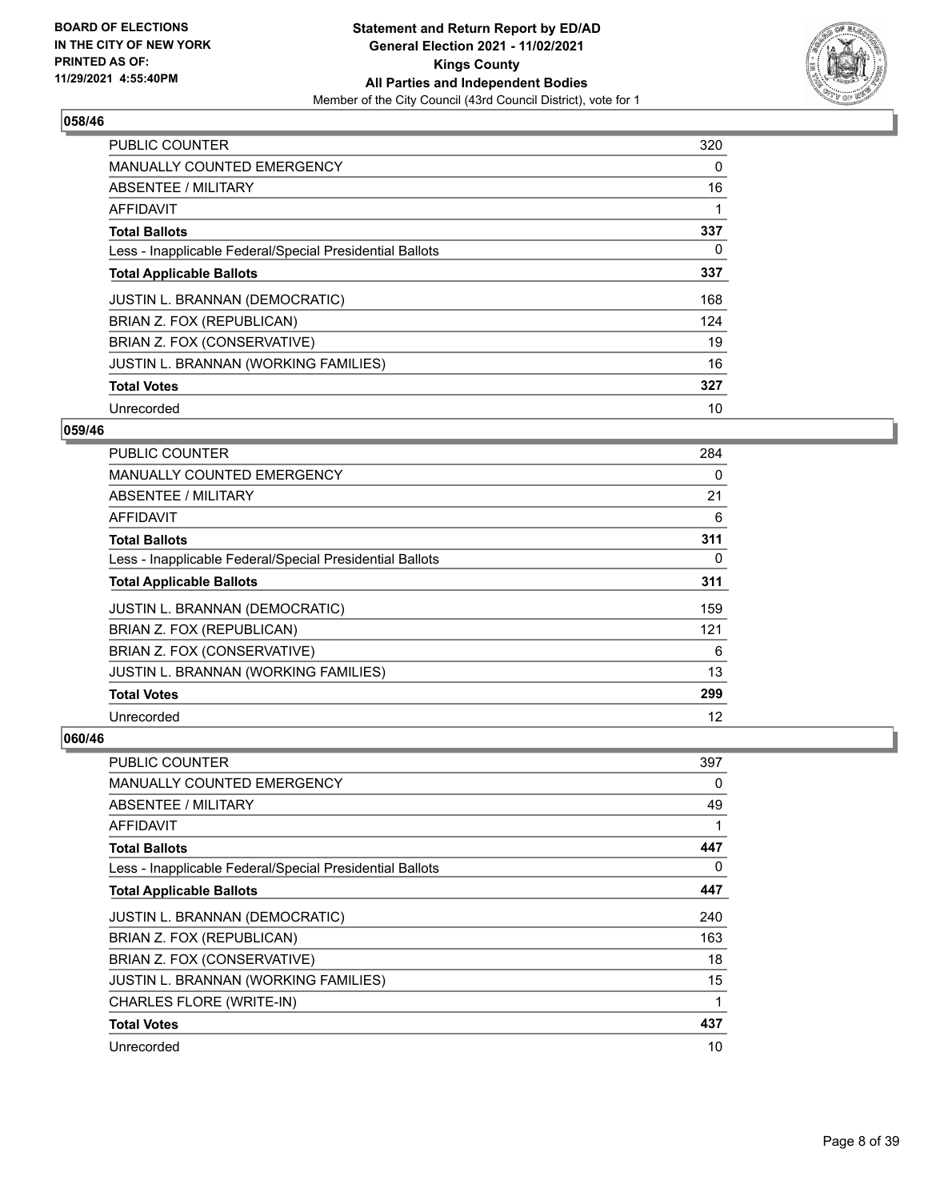**BOARD OF ELECTIONS IN THE CITY OF NEW YORK PRINTED AS OF: 11/29/2021 4:55:40PM**

**Statement and Return Report by ED/AD General Election 2021 - 11/02/2021 Kings County All Parties and Independent Bodies**

Member of the City Council (43rd Council District), vote for 1

## 058/46

| | |
|---|---|
| PUBLIC COUNTER | 320 |
| MANUALLY COUNTED EMERGENCY | 0 |
| ABSENTEE / MILITARY | 16 |
| AFFIDAVIT | 1 |
| **Total Ballots** | **337** |
| Less - Inapplicable Federal/Special Presidential Ballots | 0 |
| **Total Applicable Ballots** | **337** |
| JUSTIN L. BRANNAN (DEMOCRATIC) | 168 |
| BRIAN Z. FOX (REPUBLICAN) | 124 |
| BRIAN Z. FOX (CONSERVATIVE) | 19 |
| JUSTIN L. BRANNAN (WORKING FAMILIES) | 16 |
| **Total Votes** | **327** |
| Unrecorded | 10 |

## 059/46

| | |
|---|---|
| PUBLIC COUNTER | 284 |
| MANUALLY COUNTED EMERGENCY | 0 |
| ABSENTEE / MILITARY | 21 |
| AFFIDAVIT | 6 |
| **Total Ballots** | **311** |
| Less - Inapplicable Federal/Special Presidential Ballots | 0 |
| **Total Applicable Ballots** | **311** |
| JUSTIN L. BRANNAN (DEMOCRATIC) | 159 |
| BRIAN Z. FOX (REPUBLICAN) | 121 |
| BRIAN Z. FOX (CONSERVATIVE) | 6 |
| JUSTIN L. BRANNAN (WORKING FAMILIES) | 13 |
| **Total Votes** | **299** |
| Unrecorded | 12 |

## 060/46

| | |
|---|---|
| PUBLIC COUNTER | 397 |
| MANUALLY COUNTED EMERGENCY | 0 |
| ABSENTEE / MILITARY | 49 |
| AFFIDAVIT | 1 |
| **Total Ballots** | **447** |
| Less - Inapplicable Federal/Special Presidential Ballots | 0 |
| **Total Applicable Ballots** | **447** |
| JUSTIN L. BRANNAN (DEMOCRATIC) | 240 |
| BRIAN Z. FOX (REPUBLICAN) | 163 |
| BRIAN Z. FOX (CONSERVATIVE) | 18 |
| JUSTIN L. BRANNAN (WORKING FAMILIES) | 15 |
| CHARLES FLORE (WRITE-IN) | 1 |
| **Total Votes** | **437** |
| Unrecorded | 10 |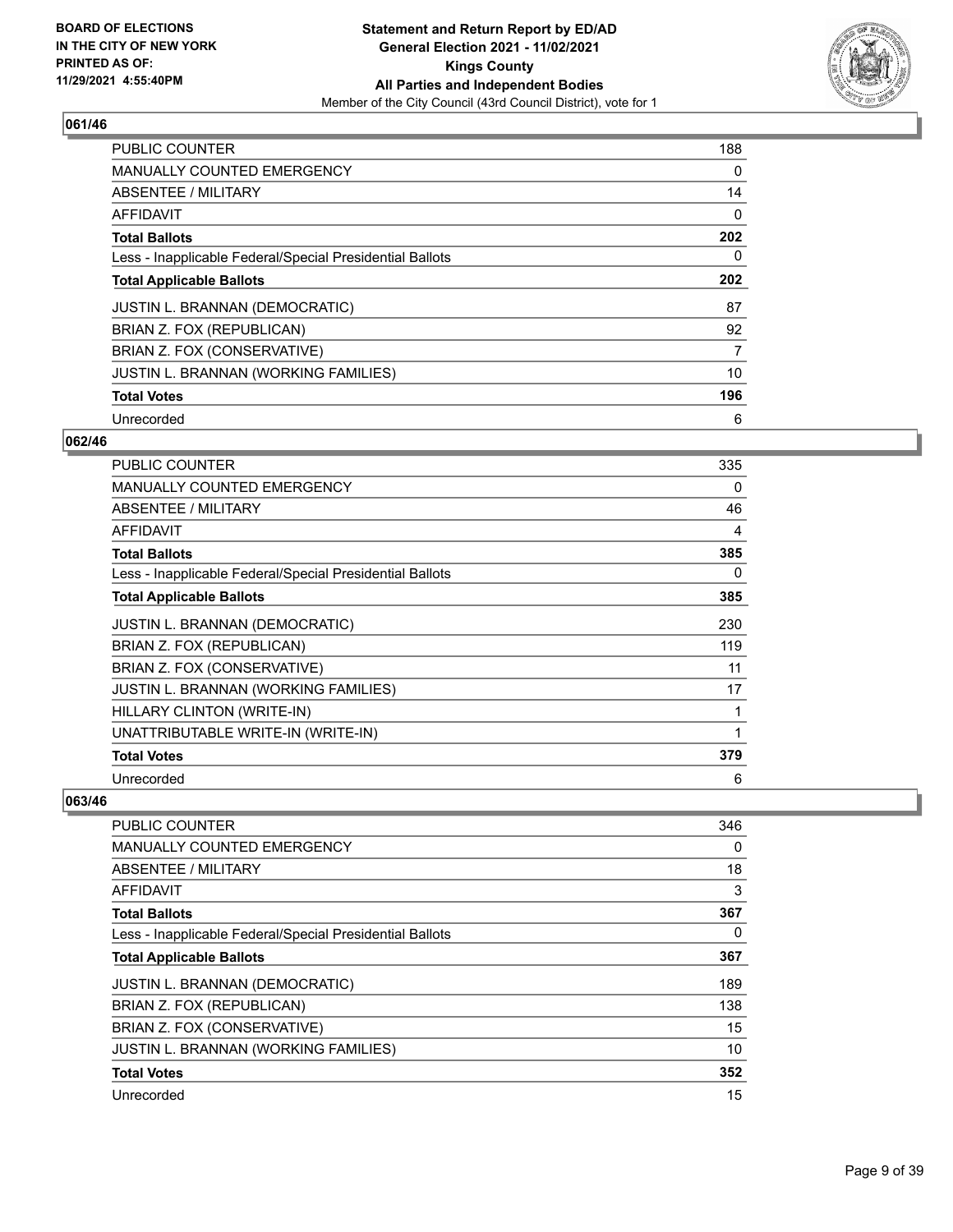### 061/46

| | |
|---|---|
| PUBLIC COUNTER | 188 |
| MANUALLY COUNTED EMERGENCY | 0 |
| ABSENTEE / MILITARY | 14 |
| AFFIDAVIT | 0 |
| **Total Ballots** | **202** |
| Less - Inapplicable Federal/Special Presidential Ballots | 0 |
| **Total Applicable Ballots** | **202** |
| JUSTIN L. BRANNAN (DEMOCRATIC) | 87 |
| BRIAN Z. FOX (REPUBLICAN) | 92 |
| BRIAN Z. FOX (CONSERVATIVE) | 7 |
| JUSTIN L. BRANNAN (WORKING FAMILIES) | 10 |
| **Total Votes** | **196** |
| Unrecorded | 6 |

### 062/46

| | |
|---|---|
| PUBLIC COUNTER | 335 |
| MANUALLY COUNTED EMERGENCY | 0 |
| ABSENTEE / MILITARY | 46 |
| AFFIDAVIT | 4 |
| **Total Ballots** | **385** |
| Less - Inapplicable Federal/Special Presidential Ballots | 0 |
| **Total Applicable Ballots** | **385** |
| JUSTIN L. BRANNAN (DEMOCRATIC) | 230 |
| BRIAN Z. FOX (REPUBLICAN) | 119 |
| BRIAN Z. FOX (CONSERVATIVE) | 11 |
| JUSTIN L. BRANNAN (WORKING FAMILIES) | 17 |
| HILLARY CLINTON (WRITE-IN) | 1 |
| UNATTRIBUTABLE WRITE-IN (WRITE-IN) | 1 |
| **Total Votes** | **379** |
| Unrecorded | 6 |

### 063/46

| | |
|---|---|
| PUBLIC COUNTER | 346 |
| MANUALLY COUNTED EMERGENCY | 0 |
| ABSENTEE / MILITARY | 18 |
| AFFIDAVIT | 3 |
| **Total Ballots** | **367** |
| Less - Inapplicable Federal/Special Presidential Ballots | 0 |
| **Total Applicable Ballots** | **367** |
| JUSTIN L. BRANNAN (DEMOCRATIC) | 189 |
| BRIAN Z. FOX (REPUBLICAN) | 138 |
| BRIAN Z. FOX (CONSERVATIVE) | 15 |
| JUSTIN L. BRANNAN (WORKING FAMILIES) | 10 |
| **Total Votes** | **352** |
| Unrecorded | 15 |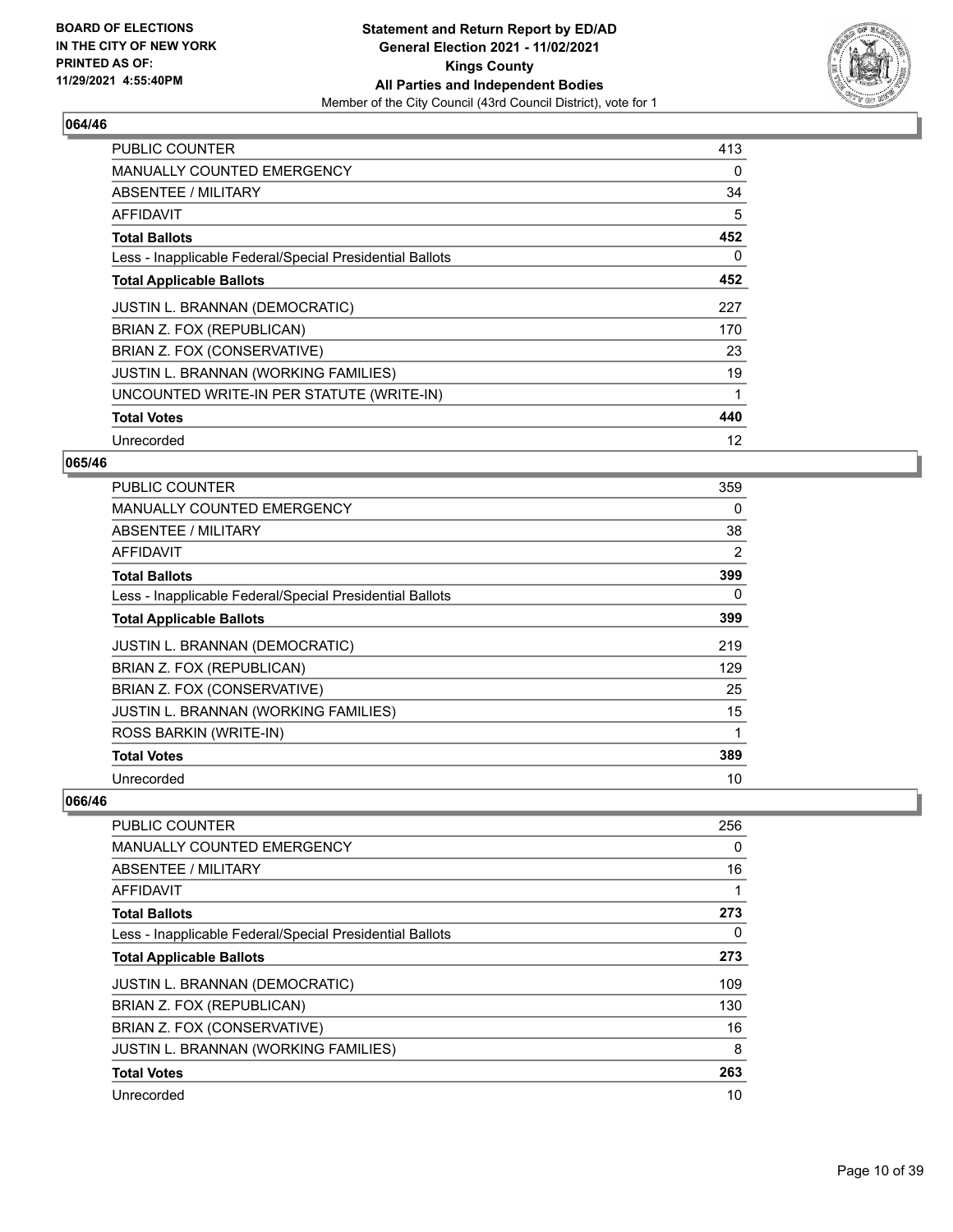## 064/46

| | |
|---|---|
| PUBLIC COUNTER | 413 |
| MANUALLY COUNTED EMERGENCY | 0 |
| ABSENTEE / MILITARY | 34 |
| AFFIDAVIT | 5 |
| **Total Ballots** | **452** |
| Less - Inapplicable Federal/Special Presidential Ballots | 0 |
| **Total Applicable Ballots** | **452** |
| JUSTIN L. BRANNAN (DEMOCRATIC) | 227 |
| BRIAN Z. FOX (REPUBLICAN) | 170 |
| BRIAN Z. FOX (CONSERVATIVE) | 23 |
| JUSTIN L. BRANNAN (WORKING FAMILIES) | 19 |
| UNCOUNTED WRITE-IN PER STATUTE (WRITE-IN) | 1 |
| **Total Votes** | **440** |
| Unrecorded | 12 |

## 065/46

| | |
|---|---|
| PUBLIC COUNTER | 359 |
| MANUALLY COUNTED EMERGENCY | 0 |
| ABSENTEE / MILITARY | 38 |
| AFFIDAVIT | 2 |
| **Total Ballots** | **399** |
| Less - Inapplicable Federal/Special Presidential Ballots | 0 |
| **Total Applicable Ballots** | **399** |
| JUSTIN L. BRANNAN (DEMOCRATIC) | 219 |
| BRIAN Z. FOX (REPUBLICAN) | 129 |
| BRIAN Z. FOX (CONSERVATIVE) | 25 |
| JUSTIN L. BRANNAN (WORKING FAMILIES) | 15 |
| ROSS BARKIN (WRITE-IN) | 1 |
| **Total Votes** | **389** |
| Unrecorded | 10 |

## 066/46

| | |
|---|---|
| PUBLIC COUNTER | 256 |
| MANUALLY COUNTED EMERGENCY | 0 |
| ABSENTEE / MILITARY | 16 |
| AFFIDAVIT | 1 |
| **Total Ballots** | **273** |
| Less - Inapplicable Federal/Special Presidential Ballots | 0 |
| **Total Applicable Ballots** | **273** |
| JUSTIN L. BRANNAN (DEMOCRATIC) | 109 |
| BRIAN Z. FOX (REPUBLICAN) | 130 |
| BRIAN Z. FOX (CONSERVATIVE) | 16 |
| JUSTIN L. BRANNAN (WORKING FAMILIES) | 8 |
| **Total Votes** | **263** |
| Unrecorded | 10 |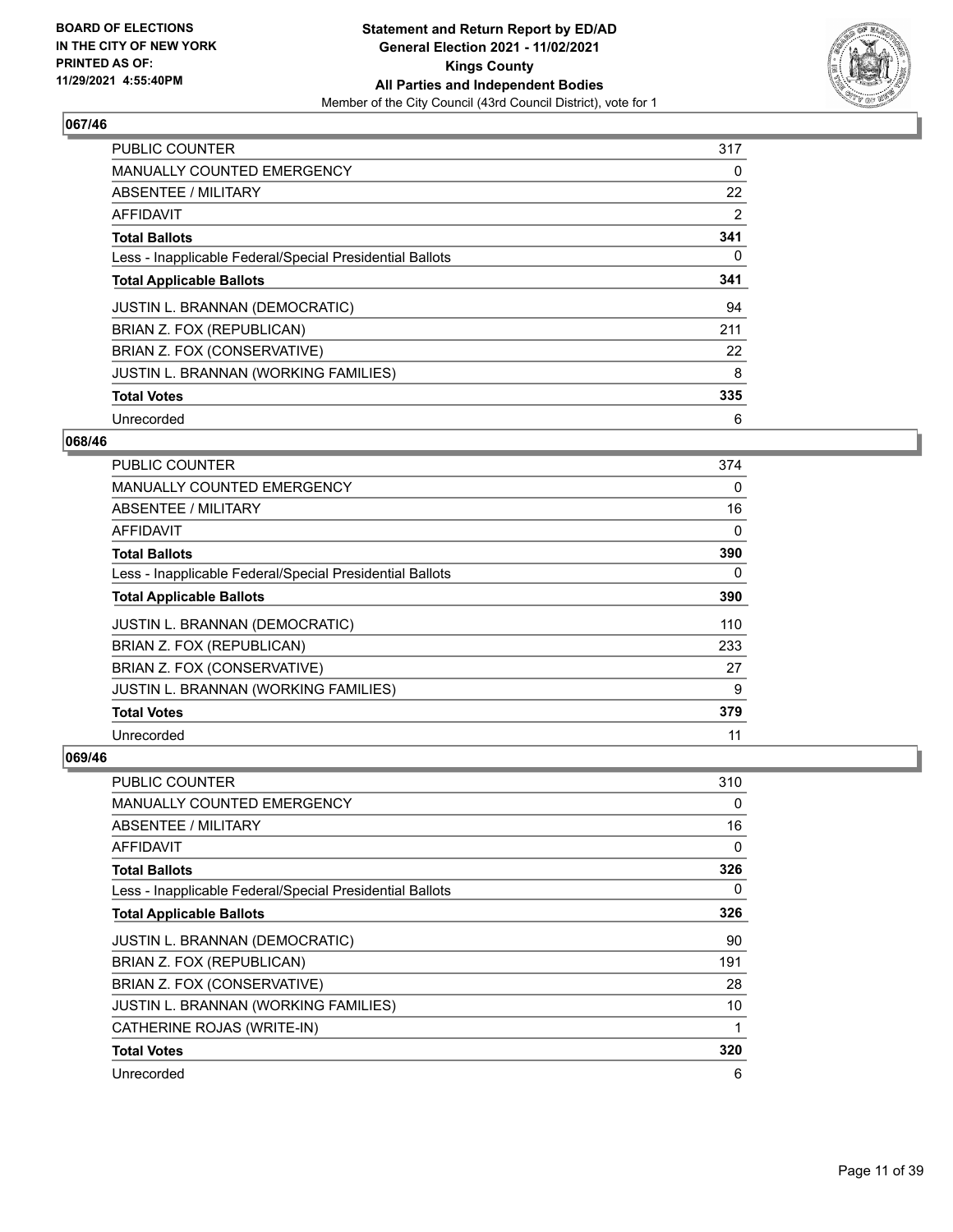BOARD OF ELECTIONS
IN THE CITY OF NEW YORK
PRINTED AS OF:
11/29/2021 4:55:40PM

**Statement and Return Report by ED/AD**
**General Election 2021 - 11/02/2021**
**Kings County**
**All Parties and Independent Bodies**
Member of the City Council (43rd Council District), vote for 1

### 067/46

| | |
|---|---|
| PUBLIC COUNTER | 317 |
| MANUALLY COUNTED EMERGENCY | 0 |
| ABSENTEE / MILITARY | 22 |
| AFFIDAVIT | 2 |
| **Total Ballots** | **341** |
| Less - Inapplicable Federal/Special Presidential Ballots | 0 |
| **Total Applicable Ballots** | **341** |
| JUSTIN L. BRANNAN (DEMOCRATIC) | 94 |
| BRIAN Z. FOX (REPUBLICAN) | 211 |
| BRIAN Z. FOX (CONSERVATIVE) | 22 |
| JUSTIN L. BRANNAN (WORKING FAMILIES) | 8 |
| **Total Votes** | **335** |
| Unrecorded | 6 |

### 068/46

| | |
|---|---|
| PUBLIC COUNTER | 374 |
| MANUALLY COUNTED EMERGENCY | 0 |
| ABSENTEE / MILITARY | 16 |
| AFFIDAVIT | 0 |
| **Total Ballots** | **390** |
| Less - Inapplicable Federal/Special Presidential Ballots | 0 |
| **Total Applicable Ballots** | **390** |
| JUSTIN L. BRANNAN (DEMOCRATIC) | 110 |
| BRIAN Z. FOX (REPUBLICAN) | 233 |
| BRIAN Z. FOX (CONSERVATIVE) | 27 |
| JUSTIN L. BRANNAN (WORKING FAMILIES) | 9 |
| **Total Votes** | **379** |
| Unrecorded | 11 |

### 069/46

| | |
|---|---|
| PUBLIC COUNTER | 310 |
| MANUALLY COUNTED EMERGENCY | 0 |
| ABSENTEE / MILITARY | 16 |
| AFFIDAVIT | 0 |
| **Total Ballots** | **326** |
| Less - Inapplicable Federal/Special Presidential Ballots | 0 |
| **Total Applicable Ballots** | **326** |
| JUSTIN L. BRANNAN (DEMOCRATIC) | 90 |
| BRIAN Z. FOX (REPUBLICAN) | 191 |
| BRIAN Z. FOX (CONSERVATIVE) | 28 |
| JUSTIN L. BRANNAN (WORKING FAMILIES) | 10 |
| CATHERINE ROJAS (WRITE-IN) | 1 |
| **Total Votes** | **320** |
| Unrecorded | 6 |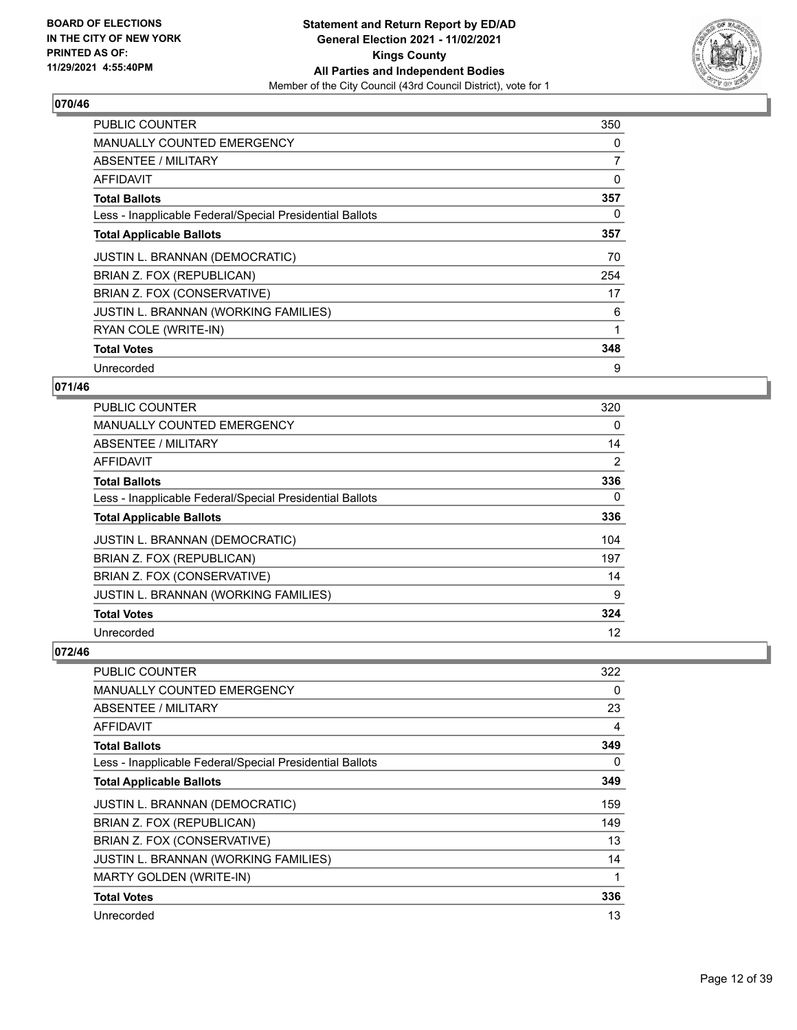**BOARD OF ELECTIONS IN THE CITY OF NEW YORK PRINTED AS OF: 11/29/2021 4:55:40PM**

**Statement and Return Report by ED/AD General Election 2021 - 11/02/2021 Kings County All Parties and Independent Bodies**
Member of the City Council (43rd Council District), vote for 1

## 070/46

| | |
|---|---|
| PUBLIC COUNTER | 350 |
| MANUALLY COUNTED EMERGENCY | 0 |
| ABSENTEE / MILITARY | 7 |
| AFFIDAVIT | 0 |
| **Total Ballots** | **357** |
| Less - Inapplicable Federal/Special Presidential Ballots | 0 |
| **Total Applicable Ballots** | **357** |
| JUSTIN L. BRANNAN (DEMOCRATIC) | 70 |
| BRIAN Z. FOX (REPUBLICAN) | 254 |
| BRIAN Z. FOX (CONSERVATIVE) | 17 |
| JUSTIN L. BRANNAN (WORKING FAMILIES) | 6 |
| RYAN COLE (WRITE-IN) | 1 |
| **Total Votes** | **348** |
| Unrecorded | 9 |

## 071/46

| | |
|---|---|
| PUBLIC COUNTER | 320 |
| MANUALLY COUNTED EMERGENCY | 0 |
| ABSENTEE / MILITARY | 14 |
| AFFIDAVIT | 2 |
| **Total Ballots** | **336** |
| Less - Inapplicable Federal/Special Presidential Ballots | 0 |
| **Total Applicable Ballots** | **336** |
| JUSTIN L. BRANNAN (DEMOCRATIC) | 104 |
| BRIAN Z. FOX (REPUBLICAN) | 197 |
| BRIAN Z. FOX (CONSERVATIVE) | 14 |
| JUSTIN L. BRANNAN (WORKING FAMILIES) | 9 |
| **Total Votes** | **324** |
| Unrecorded | 12 |

## 072/46

| | |
|---|---|
| PUBLIC COUNTER | 322 |
| MANUALLY COUNTED EMERGENCY | 0 |
| ABSENTEE / MILITARY | 23 |
| AFFIDAVIT | 4 |
| **Total Ballots** | **349** |
| Less - Inapplicable Federal/Special Presidential Ballots | 0 |
| **Total Applicable Ballots** | **349** |
| JUSTIN L. BRANNAN (DEMOCRATIC) | 159 |
| BRIAN Z. FOX (REPUBLICAN) | 149 |
| BRIAN Z. FOX (CONSERVATIVE) | 13 |
| JUSTIN L. BRANNAN (WORKING FAMILIES) | 14 |
| MARTY GOLDEN (WRITE-IN) | 1 |
| **Total Votes** | **336** |
| Unrecorded | 13 |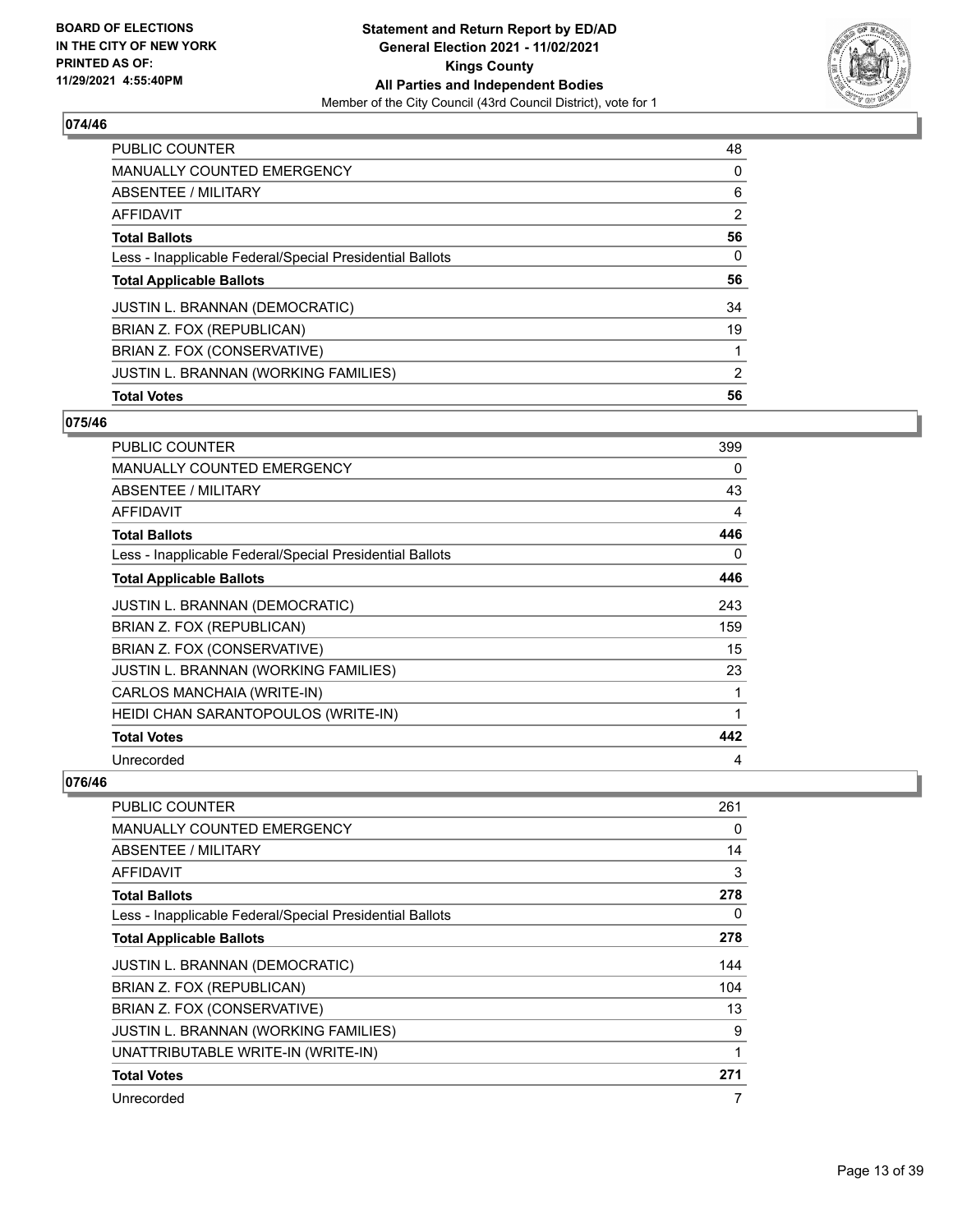**BOARD OF ELECTIONS IN THE CITY OF NEW YORK PRINTED AS OF: 11/29/2021 4:55:40PM**

**Statement and Return Report by ED/AD General Election 2021 - 11/02/2021 Kings County All Parties and Independent Bodies**

Member of the City Council (43rd Council District), vote for 1

### 074/46

| | |
|---|---|
| PUBLIC COUNTER | 48 |
| MANUALLY COUNTED EMERGENCY | 0 |
| ABSENTEE / MILITARY | 6 |
| AFFIDAVIT | 2 |
| **Total Ballots** | **56** |
| Less - Inapplicable Federal/Special Presidential Ballots | 0 |
| **Total Applicable Ballots** | **56** |
| JUSTIN L. BRANNAN (DEMOCRATIC) | 34 |
| BRIAN Z. FOX (REPUBLICAN) | 19 |
| BRIAN Z. FOX (CONSERVATIVE) | 1 |
| JUSTIN L. BRANNAN (WORKING FAMILIES) | 2 |
| **Total Votes** | **56** |

### 075/46

| | |
|---|---|
| PUBLIC COUNTER | 399 |
| MANUALLY COUNTED EMERGENCY | 0 |
| ABSENTEE / MILITARY | 43 |
| AFFIDAVIT | 4 |
| **Total Ballots** | **446** |
| Less - Inapplicable Federal/Special Presidential Ballots | 0 |
| **Total Applicable Ballots** | **446** |
| JUSTIN L. BRANNAN (DEMOCRATIC) | 243 |
| BRIAN Z. FOX (REPUBLICAN) | 159 |
| BRIAN Z. FOX (CONSERVATIVE) | 15 |
| JUSTIN L. BRANNAN (WORKING FAMILIES) | 23 |
| CARLOS MANCHAIA (WRITE-IN) | 1 |
| HEIDI CHAN SARANTOPOULOS (WRITE-IN) | 1 |
| **Total Votes** | **442** |
| Unrecorded | 4 |

### 076/46

| | |
|---|---|
| PUBLIC COUNTER | 261 |
| MANUALLY COUNTED EMERGENCY | 0 |
| ABSENTEE / MILITARY | 14 |
| AFFIDAVIT | 3 |
| **Total Ballots** | **278** |
| Less - Inapplicable Federal/Special Presidential Ballots | 0 |
| **Total Applicable Ballots** | **278** |
| JUSTIN L. BRANNAN (DEMOCRATIC) | 144 |
| BRIAN Z. FOX (REPUBLICAN) | 104 |
| BRIAN Z. FOX (CONSERVATIVE) | 13 |
| JUSTIN L. BRANNAN (WORKING FAMILIES) | 9 |
| UNATTRIBUTABLE WRITE-IN (WRITE-IN) | 1 |
| **Total Votes** | **271** |
| Unrecorded | 7 |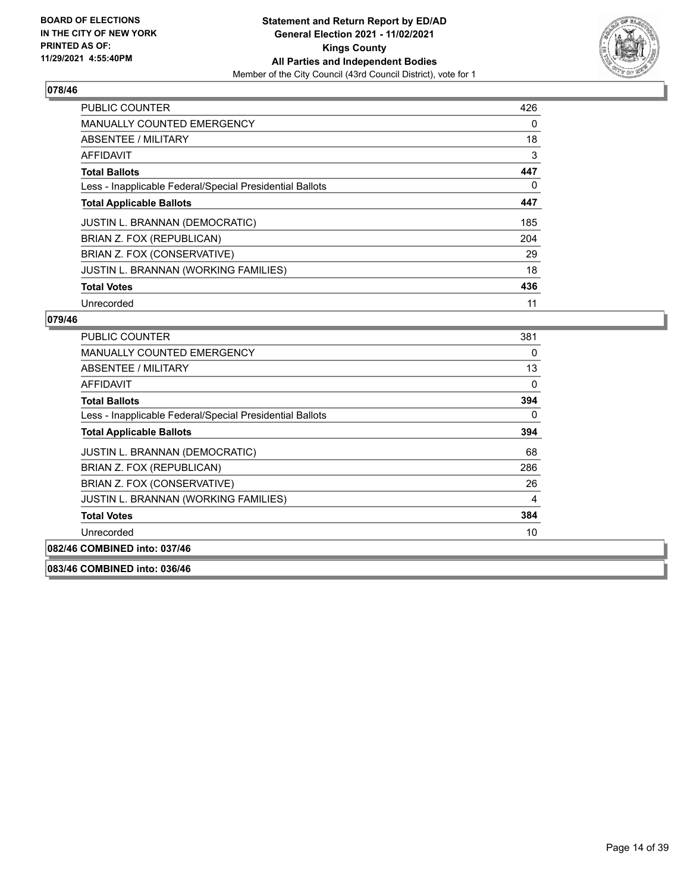**BOARD OF ELECTIONS IN THE CITY OF NEW YORK PRINTED AS OF: 11/29/2021 4:55:40PM**

**Statement and Return Report by ED/AD**
**General Election 2021 - 11/02/2021**
**Kings County**
**All Parties and Independent Bodies**
Member of the City Council (43rd Council District), vote for 1

## 078/46

| | |
|---|---|
| PUBLIC COUNTER | 426 |
| MANUALLY COUNTED EMERGENCY | 0 |
| ABSENTEE / MILITARY | 18 |
| AFFIDAVIT | 3 |
| **Total Ballots** | **447** |
| Less - Inapplicable Federal/Special Presidential Ballots | 0 |
| **Total Applicable Ballots** | **447** |
| JUSTIN L. BRANNAN (DEMOCRATIC) | 185 |
| BRIAN Z. FOX (REPUBLICAN) | 204 |
| BRIAN Z. FOX (CONSERVATIVE) | 29 |
| JUSTIN L. BRANNAN (WORKING FAMILIES) | 18 |
| **Total Votes** | **436** |
| Unrecorded | 11 |

## 079/46

| | |
|---|---|
| PUBLIC COUNTER | 381 |
| MANUALLY COUNTED EMERGENCY | 0 |
| ABSENTEE / MILITARY | 13 |
| AFFIDAVIT | 0 |
| **Total Ballots** | **394** |
| Less - Inapplicable Federal/Special Presidential Ballots | 0 |
| **Total Applicable Ballots** | **394** |
| JUSTIN L. BRANNAN (DEMOCRATIC) | 68 |
| BRIAN Z. FOX (REPUBLICAN) | 286 |
| BRIAN Z. FOX (CONSERVATIVE) | 26 |
| JUSTIN L. BRANNAN (WORKING FAMILIES) | 4 |
| **Total Votes** | **384** |
| Unrecorded | 10 |

**082/46 COMBINED into: 037/46**

**083/46 COMBINED into: 036/46**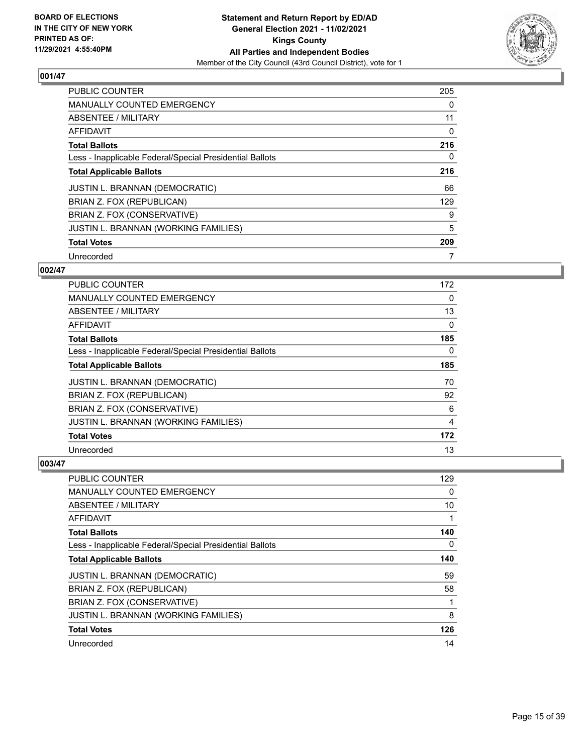**Statement and Return Report by ED/AD**
**General Election 2021 - 11/02/2021**
**Kings County**
**All Parties and Independent Bodies**
Member of the City Council (43rd Council District), vote for 1

BOARD OF ELECTIONS IN THE CITY OF NEW YORK
PRINTED AS OF: 11/29/2021 4:55:40PM

## 001/47

| | |
|---|---|
| PUBLIC COUNTER | 205 |
| MANUALLY COUNTED EMERGENCY | 0 |
| ABSENTEE / MILITARY | 11 |
| AFFIDAVIT | 0 |
| **Total Ballots** | **216** |
| Less - Inapplicable Federal/Special Presidential Ballots | 0 |
| **Total Applicable Ballots** | **216** |
| JUSTIN L. BRANNAN (DEMOCRATIC) | 66 |
| BRIAN Z. FOX (REPUBLICAN) | 129 |
| BRIAN Z. FOX (CONSERVATIVE) | 9 |
| JUSTIN L. BRANNAN (WORKING FAMILIES) | 5 |
| **Total Votes** | **209** |
| Unrecorded | 7 |

## 002/47

| | |
|---|---|
| PUBLIC COUNTER | 172 |
| MANUALLY COUNTED EMERGENCY | 0 |
| ABSENTEE / MILITARY | 13 |
| AFFIDAVIT | 0 |
| **Total Ballots** | **185** |
| Less - Inapplicable Federal/Special Presidential Ballots | 0 |
| **Total Applicable Ballots** | **185** |
| JUSTIN L. BRANNAN (DEMOCRATIC) | 70 |
| BRIAN Z. FOX (REPUBLICAN) | 92 |
| BRIAN Z. FOX (CONSERVATIVE) | 6 |
| JUSTIN L. BRANNAN (WORKING FAMILIES) | 4 |
| **Total Votes** | **172** |
| Unrecorded | 13 |

## 003/47

| | |
|---|---|
| PUBLIC COUNTER | 129 |
| MANUALLY COUNTED EMERGENCY | 0 |
| ABSENTEE / MILITARY | 10 |
| AFFIDAVIT | 1 |
| **Total Ballots** | **140** |
| Less - Inapplicable Federal/Special Presidential Ballots | 0 |
| **Total Applicable Ballots** | **140** |
| JUSTIN L. BRANNAN (DEMOCRATIC) | 59 |
| BRIAN Z. FOX (REPUBLICAN) | 58 |
| BRIAN Z. FOX (CONSERVATIVE) | 1 |
| JUSTIN L. BRANNAN (WORKING FAMILIES) | 8 |
| **Total Votes** | **126** |
| Unrecorded | 14 |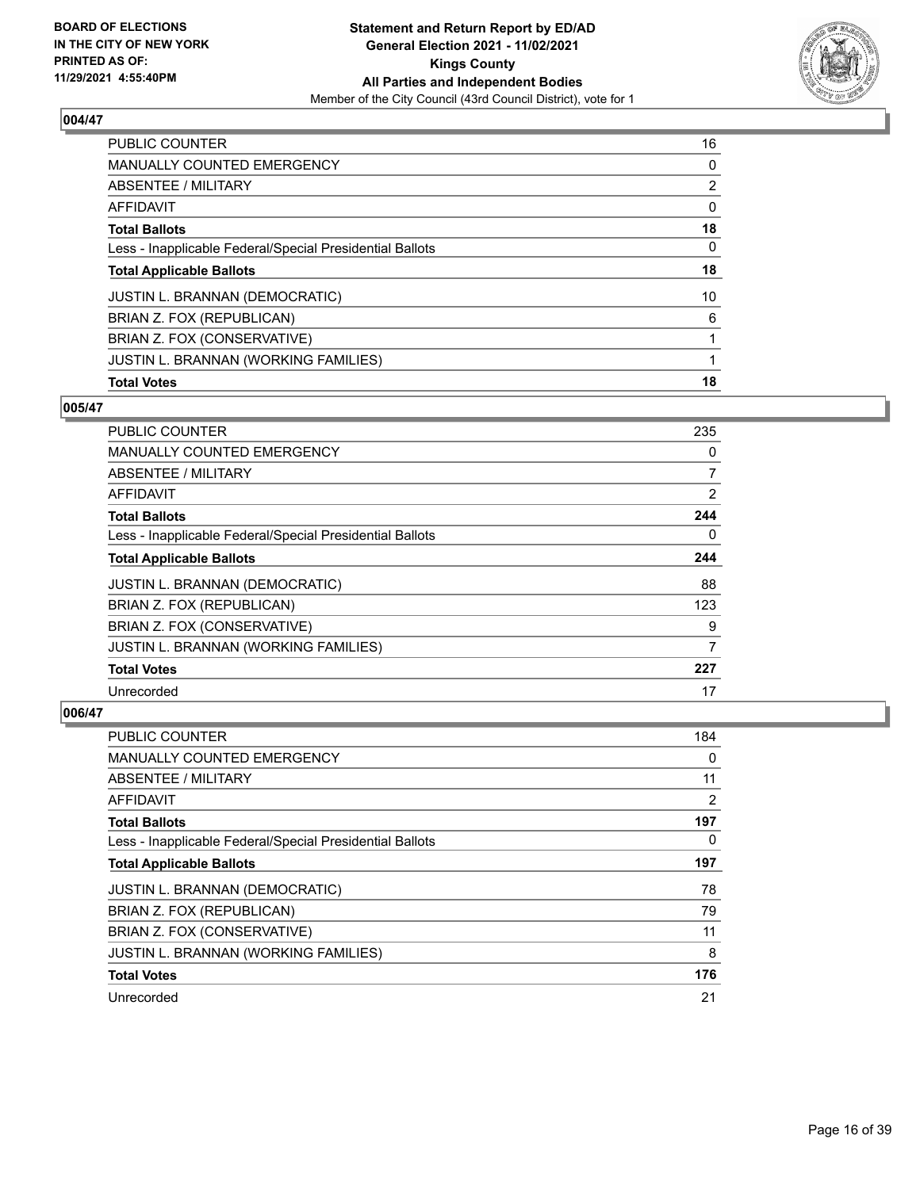## 004/47

| | |
|---|---|
| PUBLIC COUNTER | 16 |
| MANUALLY COUNTED EMERGENCY | 0 |
| ABSENTEE / MILITARY | 2 |
| AFFIDAVIT | 0 |
| **Total Ballots** | **18** |
| Less - Inapplicable Federal/Special Presidential Ballots | 0 |
| **Total Applicable Ballots** | **18** |
| JUSTIN L. BRANNAN (DEMOCRATIC) | 10 |
| BRIAN Z. FOX (REPUBLICAN) | 6 |
| BRIAN Z. FOX (CONSERVATIVE) | 1 |
| JUSTIN L. BRANNAN (WORKING FAMILIES) | 1 |
| **Total Votes** | **18** |

## 005/47

| | |
|---|---|
| PUBLIC COUNTER | 235 |
| MANUALLY COUNTED EMERGENCY | 0 |
| ABSENTEE / MILITARY | 7 |
| AFFIDAVIT | 2 |
| **Total Ballots** | **244** |
| Less - Inapplicable Federal/Special Presidential Ballots | 0 |
| **Total Applicable Ballots** | **244** |
| JUSTIN L. BRANNAN (DEMOCRATIC) | 88 |
| BRIAN Z. FOX (REPUBLICAN) | 123 |
| BRIAN Z. FOX (CONSERVATIVE) | 9 |
| JUSTIN L. BRANNAN (WORKING FAMILIES) | 7 |
| **Total Votes** | **227** |
| Unrecorded | 17 |

## 006/47

| | |
|---|---|
| PUBLIC COUNTER | 184 |
| MANUALLY COUNTED EMERGENCY | 0 |
| ABSENTEE / MILITARY | 11 |
| AFFIDAVIT | 2 |
| **Total Ballots** | **197** |
| Less - Inapplicable Federal/Special Presidential Ballots | 0 |
| **Total Applicable Ballots** | **197** |
| JUSTIN L. BRANNAN (DEMOCRATIC) | 78 |
| BRIAN Z. FOX (REPUBLICAN) | 79 |
| BRIAN Z. FOX (CONSERVATIVE) | 11 |
| JUSTIN L. BRANNAN (WORKING FAMILIES) | 8 |
| **Total Votes** | **176** |
| Unrecorded | 21 |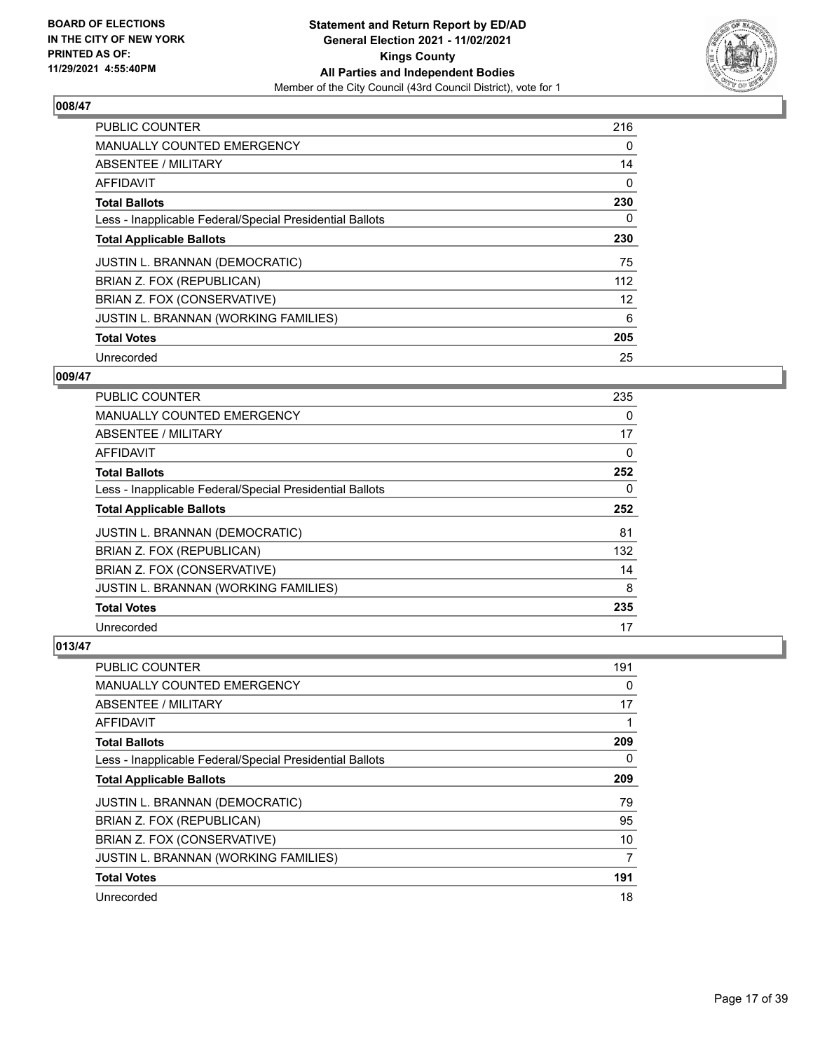**BOARD OF ELECTIONS IN THE CITY OF NEW YORK PRINTED AS OF: 11/29/2021 4:55:40PM**

**Statement and Return Report by ED/AD**
**General Election 2021 - 11/02/2021**
**Kings County**
**All Parties and Independent Bodies**
Member of the City Council (43rd Council District), vote for 1

### 008/47

| | |
|---|---|
| PUBLIC COUNTER | 216 |
| MANUALLY COUNTED EMERGENCY | 0 |
| ABSENTEE / MILITARY | 14 |
| AFFIDAVIT | 0 |
| **Total Ballots** | **230** |
| Less - Inapplicable Federal/Special Presidential Ballots | 0 |
| **Total Applicable Ballots** | **230** |
| JUSTIN L. BRANNAN (DEMOCRATIC) | 75 |
| BRIAN Z. FOX (REPUBLICAN) | 112 |
| BRIAN Z. FOX (CONSERVATIVE) | 12 |
| JUSTIN L. BRANNAN (WORKING FAMILIES) | 6 |
| **Total Votes** | **205** |
| Unrecorded | 25 |

### 009/47

| | |
|---|---|
| PUBLIC COUNTER | 235 |
| MANUALLY COUNTED EMERGENCY | 0 |
| ABSENTEE / MILITARY | 17 |
| AFFIDAVIT | 0 |
| **Total Ballots** | **252** |
| Less - Inapplicable Federal/Special Presidential Ballots | 0 |
| **Total Applicable Ballots** | **252** |
| JUSTIN L. BRANNAN (DEMOCRATIC) | 81 |
| BRIAN Z. FOX (REPUBLICAN) | 132 |
| BRIAN Z. FOX (CONSERVATIVE) | 14 |
| JUSTIN L. BRANNAN (WORKING FAMILIES) | 8 |
| **Total Votes** | **235** |
| Unrecorded | 17 |

### 013/47

| | |
|---|---|
| PUBLIC COUNTER | 191 |
| MANUALLY COUNTED EMERGENCY | 0 |
| ABSENTEE / MILITARY | 17 |
| AFFIDAVIT | 1 |
| **Total Ballots** | **209** |
| Less - Inapplicable Federal/Special Presidential Ballots | 0 |
| **Total Applicable Ballots** | **209** |
| JUSTIN L. BRANNAN (DEMOCRATIC) | 79 |
| BRIAN Z. FOX (REPUBLICAN) | 95 |
| BRIAN Z. FOX (CONSERVATIVE) | 10 |
| JUSTIN L. BRANNAN (WORKING FAMILIES) | 7 |
| **Total Votes** | **191** |
| Unrecorded | 18 |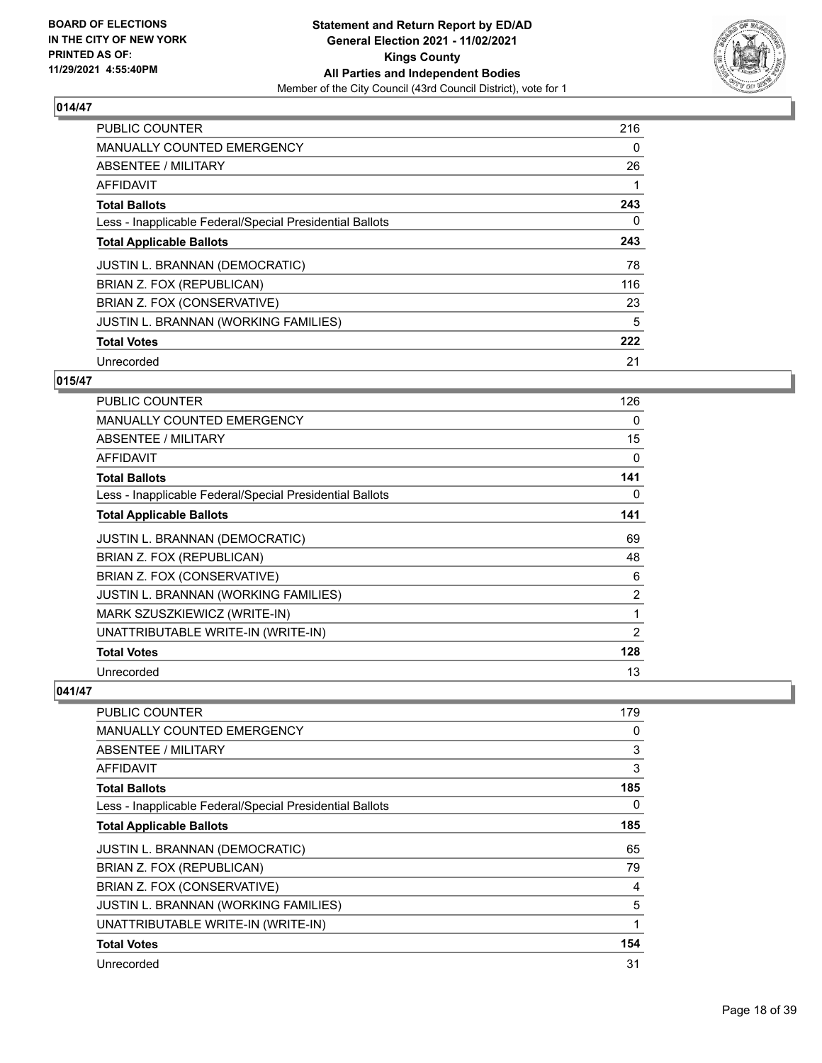## 014/47

| | |
|---|---|
| PUBLIC COUNTER | 216 |
| MANUALLY COUNTED EMERGENCY | 0 |
| ABSENTEE / MILITARY | 26 |
| AFFIDAVIT | 1 |
| **Total Ballots** | **243** |
| Less - Inapplicable Federal/Special Presidential Ballots | 0 |
| **Total Applicable Ballots** | **243** |
| JUSTIN L. BRANNAN (DEMOCRATIC) | 78 |
| BRIAN Z. FOX (REPUBLICAN) | 116 |
| BRIAN Z. FOX (CONSERVATIVE) | 23 |
| JUSTIN L. BRANNAN (WORKING FAMILIES) | 5 |
| **Total Votes** | **222** |
| Unrecorded | 21 |

## 015/47

| | |
|---|---|
| PUBLIC COUNTER | 126 |
| MANUALLY COUNTED EMERGENCY | 0 |
| ABSENTEE / MILITARY | 15 |
| AFFIDAVIT | 0 |
| **Total Ballots** | **141** |
| Less - Inapplicable Federal/Special Presidential Ballots | 0 |
| **Total Applicable Ballots** | **141** |
| JUSTIN L. BRANNAN (DEMOCRATIC) | 69 |
| BRIAN Z. FOX (REPUBLICAN) | 48 |
| BRIAN Z. FOX (CONSERVATIVE) | 6 |
| JUSTIN L. BRANNAN (WORKING FAMILIES) | 2 |
| MARK SZUSZKIEWICZ (WRITE-IN) | 1 |
| UNATTRIBUTABLE WRITE-IN (WRITE-IN) | 2 |
| **Total Votes** | **128** |
| Unrecorded | 13 |

## 041/47

| | |
|---|---|
| PUBLIC COUNTER | 179 |
| MANUALLY COUNTED EMERGENCY | 0 |
| ABSENTEE / MILITARY | 3 |
| AFFIDAVIT | 3 |
| **Total Ballots** | **185** |
| Less - Inapplicable Federal/Special Presidential Ballots | 0 |
| **Total Applicable Ballots** | **185** |
| JUSTIN L. BRANNAN (DEMOCRATIC) | 65 |
| BRIAN Z. FOX (REPUBLICAN) | 79 |
| BRIAN Z. FOX (CONSERVATIVE) | 4 |
| JUSTIN L. BRANNAN (WORKING FAMILIES) | 5 |
| UNATTRIBUTABLE WRITE-IN (WRITE-IN) | 1 |
| **Total Votes** | **154** |
| Unrecorded | 31 |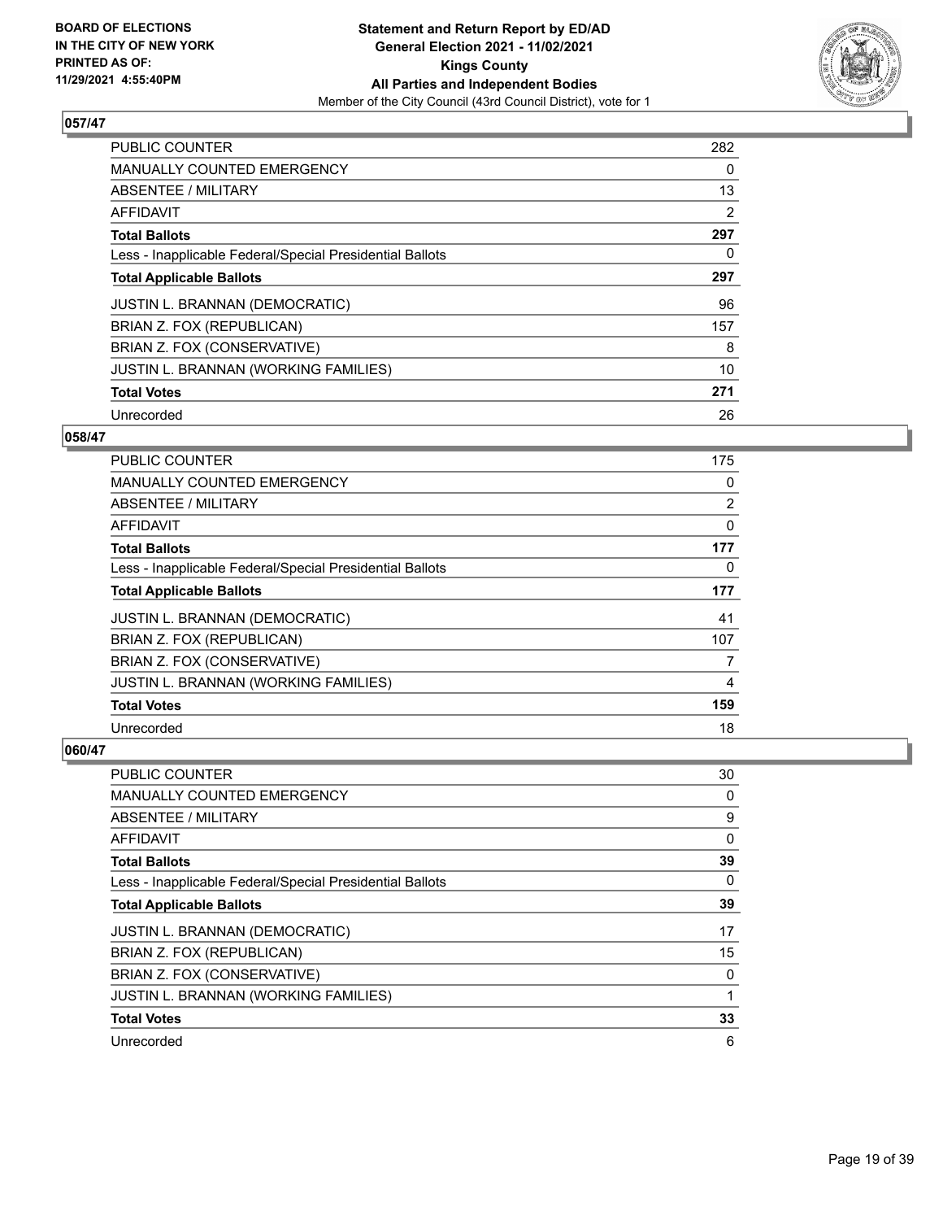## 057/47

| | |
|---|---|
| PUBLIC COUNTER | 282 |
| MANUALLY COUNTED EMERGENCY | 0 |
| ABSENTEE / MILITARY | 13 |
| AFFIDAVIT | 2 |
| **Total Ballots** | **297** |
| Less - Inapplicable Federal/Special Presidential Ballots | 0 |
| **Total Applicable Ballots** | **297** |
| JUSTIN L. BRANNAN (DEMOCRATIC) | 96 |
| BRIAN Z. FOX (REPUBLICAN) | 157 |
| BRIAN Z. FOX (CONSERVATIVE) | 8 |
| JUSTIN L. BRANNAN (WORKING FAMILIES) | 10 |
| **Total Votes** | **271** |
| Unrecorded | 26 |

## 058/47

| | |
|---|---|
| PUBLIC COUNTER | 175 |
| MANUALLY COUNTED EMERGENCY | 0 |
| ABSENTEE / MILITARY | 2 |
| AFFIDAVIT | 0 |
| **Total Ballots** | **177** |
| Less - Inapplicable Federal/Special Presidential Ballots | 0 |
| **Total Applicable Ballots** | **177** |
| JUSTIN L. BRANNAN (DEMOCRATIC) | 41 |
| BRIAN Z. FOX (REPUBLICAN) | 107 |
| BRIAN Z. FOX (CONSERVATIVE) | 7 |
| JUSTIN L. BRANNAN (WORKING FAMILIES) | 4 |
| **Total Votes** | **159** |
| Unrecorded | 18 |

## 060/47

| | |
|---|---|
| PUBLIC COUNTER | 30 |
| MANUALLY COUNTED EMERGENCY | 0 |
| ABSENTEE / MILITARY | 9 |
| AFFIDAVIT | 0 |
| **Total Ballots** | **39** |
| Less - Inapplicable Federal/Special Presidential Ballots | 0 |
| **Total Applicable Ballots** | **39** |
| JUSTIN L. BRANNAN (DEMOCRATIC) | 17 |
| BRIAN Z. FOX (REPUBLICAN) | 15 |
| BRIAN Z. FOX (CONSERVATIVE) | 0 |
| JUSTIN L. BRANNAN (WORKING FAMILIES) | 1 |
| **Total Votes** | **33** |
| Unrecorded | 6 |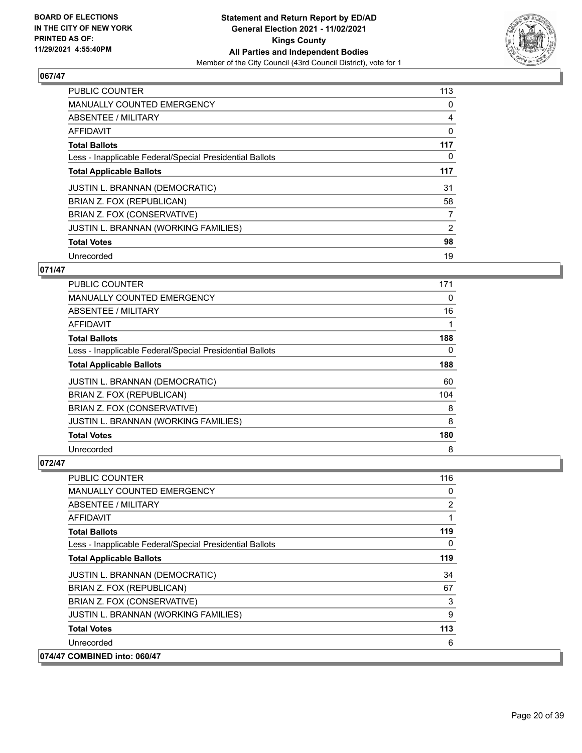**BOARD OF ELECTIONS IN THE CITY OF NEW YORK PRINTED AS OF: 11/29/2021 4:55:40PM**

**Statement and Return Report by ED/AD General Election 2021 - 11/02/2021 Kings County All Parties and Independent Bodies**

Member of the City Council (43rd Council District), vote for 1

## 067/47

| | |
|---|---|
| PUBLIC COUNTER | 113 |
| MANUALLY COUNTED EMERGENCY | 0 |
| ABSENTEE / MILITARY | 4 |
| AFFIDAVIT | 0 |
| **Total Ballots** | **117** |
| Less - Inapplicable Federal/Special Presidential Ballots | 0 |
| **Total Applicable Ballots** | **117** |
| JUSTIN L. BRANNAN (DEMOCRATIC) | 31 |
| BRIAN Z. FOX (REPUBLICAN) | 58 |
| BRIAN Z. FOX (CONSERVATIVE) | 7 |
| JUSTIN L. BRANNAN (WORKING FAMILIES) | 2 |
| **Total Votes** | **98** |
| Unrecorded | 19 |

## 071/47

| | |
|---|---|
| PUBLIC COUNTER | 171 |
| MANUALLY COUNTED EMERGENCY | 0 |
| ABSENTEE / MILITARY | 16 |
| AFFIDAVIT | 1 |
| **Total Ballots** | **188** |
| Less - Inapplicable Federal/Special Presidential Ballots | 0 |
| **Total Applicable Ballots** | **188** |
| JUSTIN L. BRANNAN (DEMOCRATIC) | 60 |
| BRIAN Z. FOX (REPUBLICAN) | 104 |
| BRIAN Z. FOX (CONSERVATIVE) | 8 |
| JUSTIN L. BRANNAN (WORKING FAMILIES) | 8 |
| **Total Votes** | **180** |
| Unrecorded | 8 |

## 072/47

| | |
|---|---|
| PUBLIC COUNTER | 116 |
| MANUALLY COUNTED EMERGENCY | 0 |
| ABSENTEE / MILITARY | 2 |
| AFFIDAVIT | 1 |
| **Total Ballots** | **119** |
| Less - Inapplicable Federal/Special Presidential Ballots | 0 |
| **Total Applicable Ballots** | **119** |
| JUSTIN L. BRANNAN (DEMOCRATIC) | 34 |
| BRIAN Z. FOX (REPUBLICAN) | 67 |
| BRIAN Z. FOX (CONSERVATIVE) | 3 |
| JUSTIN L. BRANNAN (WORKING FAMILIES) | 9 |
| **Total Votes** | **113** |
| Unrecorded | 6 |

## 074/47 COMBINED into: 060/47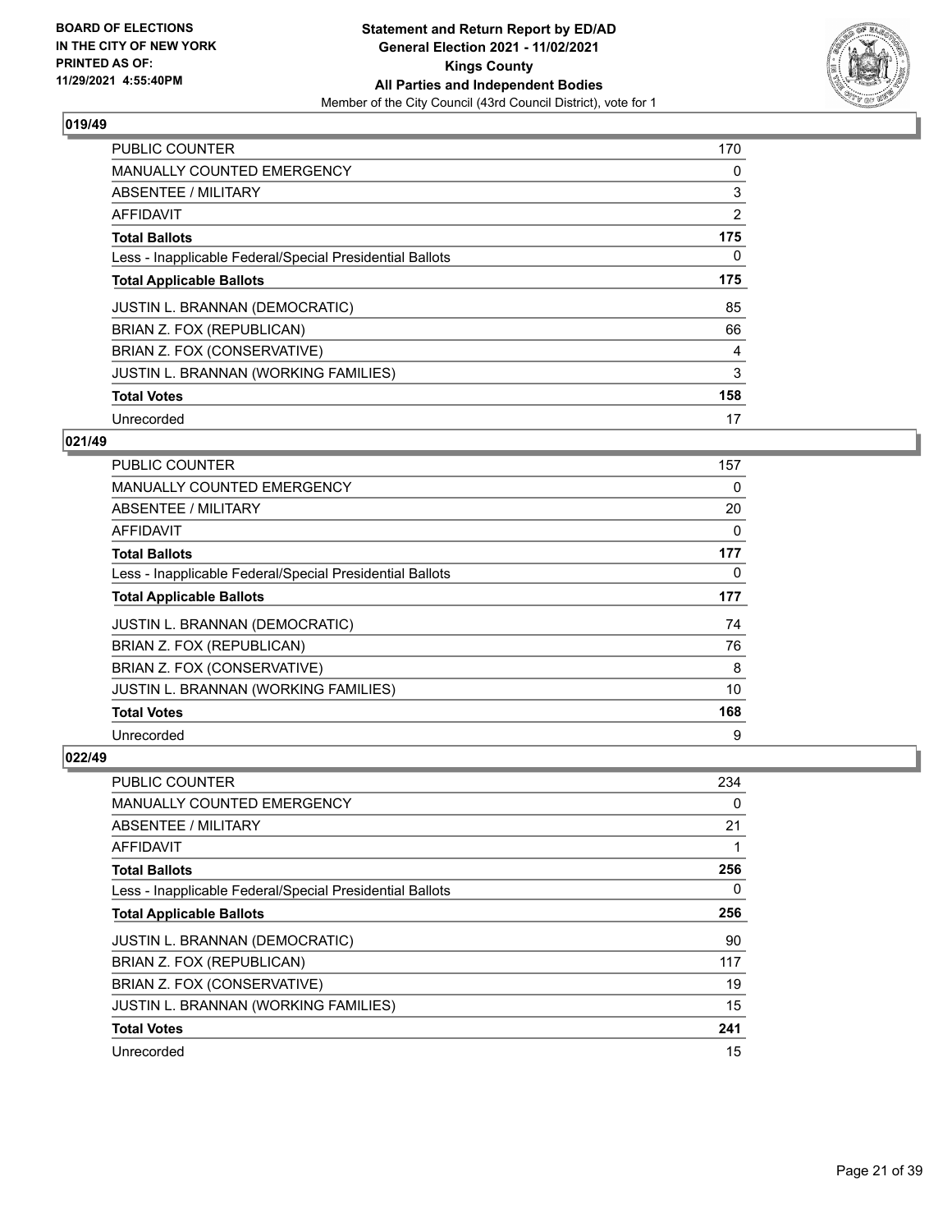**BOARD OF ELECTIONS IN THE CITY OF NEW YORK PRINTED AS OF: 11/29/2021 4:55:40PM**

**Statement and Return Report by ED/AD**
**General Election 2021 - 11/02/2021**
**Kings County**
**All Parties and Independent Bodies**
Member of the City Council (43rd Council District), vote for 1

## 019/49

| | |
|---|---|
| PUBLIC COUNTER | 170 |
| MANUALLY COUNTED EMERGENCY | 0 |
| ABSENTEE / MILITARY | 3 |
| AFFIDAVIT | 2 |
| **Total Ballots** | **175** |
| Less - Inapplicable Federal/Special Presidential Ballots | 0 |
| **Total Applicable Ballots** | **175** |
| JUSTIN L. BRANNAN (DEMOCRATIC) | 85 |
| BRIAN Z. FOX (REPUBLICAN) | 66 |
| BRIAN Z. FOX (CONSERVATIVE) | 4 |
| JUSTIN L. BRANNAN (WORKING FAMILIES) | 3 |
| **Total Votes** | **158** |
| Unrecorded | 17 |

## 021/49

| | |
|---|---|
| PUBLIC COUNTER | 157 |
| MANUALLY COUNTED EMERGENCY | 0 |
| ABSENTEE / MILITARY | 20 |
| AFFIDAVIT | 0 |
| **Total Ballots** | **177** |
| Less - Inapplicable Federal/Special Presidential Ballots | 0 |
| **Total Applicable Ballots** | **177** |
| JUSTIN L. BRANNAN (DEMOCRATIC) | 74 |
| BRIAN Z. FOX (REPUBLICAN) | 76 |
| BRIAN Z. FOX (CONSERVATIVE) | 8 |
| JUSTIN L. BRANNAN (WORKING FAMILIES) | 10 |
| **Total Votes** | **168** |
| Unrecorded | 9 |

## 022/49

| | |
|---|---|
| PUBLIC COUNTER | 234 |
| MANUALLY COUNTED EMERGENCY | 0 |
| ABSENTEE / MILITARY | 21 |
| AFFIDAVIT | 1 |
| **Total Ballots** | **256** |
| Less - Inapplicable Federal/Special Presidential Ballots | 0 |
| **Total Applicable Ballots** | **256** |
| JUSTIN L. BRANNAN (DEMOCRATIC) | 90 |
| BRIAN Z. FOX (REPUBLICAN) | 117 |
| BRIAN Z. FOX (CONSERVATIVE) | 19 |
| JUSTIN L. BRANNAN (WORKING FAMILIES) | 15 |
| **Total Votes** | **241** |
| Unrecorded | 15 |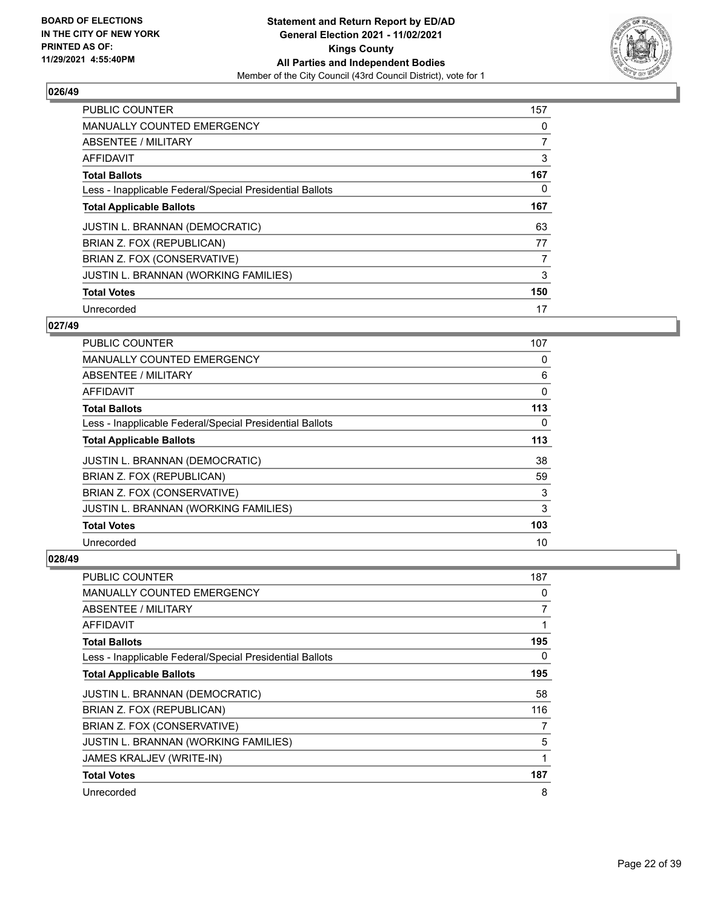**BOARD OF ELECTIONS IN THE CITY OF NEW YORK PRINTED AS OF: 11/29/2021 4:55:40PM**

**Statement and Return Report by ED/AD**
**General Election 2021 - 11/02/2021**
**Kings County**
**All Parties and Independent Bodies**
Member of the City Council (43rd Council District), vote for 1

### 026/49

| | |
|---|---|
| PUBLIC COUNTER | 157 |
| MANUALLY COUNTED EMERGENCY | 0 |
| ABSENTEE / MILITARY | 7 |
| AFFIDAVIT | 3 |
| **Total Ballots** | **167** |
| Less - Inapplicable Federal/Special Presidential Ballots | 0 |
| **Total Applicable Ballots** | **167** |
| JUSTIN L. BRANNAN (DEMOCRATIC) | 63 |
| BRIAN Z. FOX (REPUBLICAN) | 77 |
| BRIAN Z. FOX (CONSERVATIVE) | 7 |
| JUSTIN L. BRANNAN (WORKING FAMILIES) | 3 |
| **Total Votes** | **150** |
| Unrecorded | 17 |

### 027/49

| | |
|---|---|
| PUBLIC COUNTER | 107 |
| MANUALLY COUNTED EMERGENCY | 0 |
| ABSENTEE / MILITARY | 6 |
| AFFIDAVIT | 0 |
| **Total Ballots** | **113** |
| Less - Inapplicable Federal/Special Presidential Ballots | 0 |
| **Total Applicable Ballots** | **113** |
| JUSTIN L. BRANNAN (DEMOCRATIC) | 38 |
| BRIAN Z. FOX (REPUBLICAN) | 59 |
| BRIAN Z. FOX (CONSERVATIVE) | 3 |
| JUSTIN L. BRANNAN (WORKING FAMILIES) | 3 |
| **Total Votes** | **103** |
| Unrecorded | 10 |

### 028/49

| | |
|---|---|
| PUBLIC COUNTER | 187 |
| MANUALLY COUNTED EMERGENCY | 0 |
| ABSENTEE / MILITARY | 7 |
| AFFIDAVIT | 1 |
| **Total Ballots** | **195** |
| Less - Inapplicable Federal/Special Presidential Ballots | 0 |
| **Total Applicable Ballots** | **195** |
| JUSTIN L. BRANNAN (DEMOCRATIC) | 58 |
| BRIAN Z. FOX (REPUBLICAN) | 116 |
| BRIAN Z. FOX (CONSERVATIVE) | 7 |
| JUSTIN L. BRANNAN (WORKING FAMILIES) | 5 |
| JAMES KRALJEV (WRITE-IN) | 1 |
| **Total Votes** | **187** |
| Unrecorded | 8 |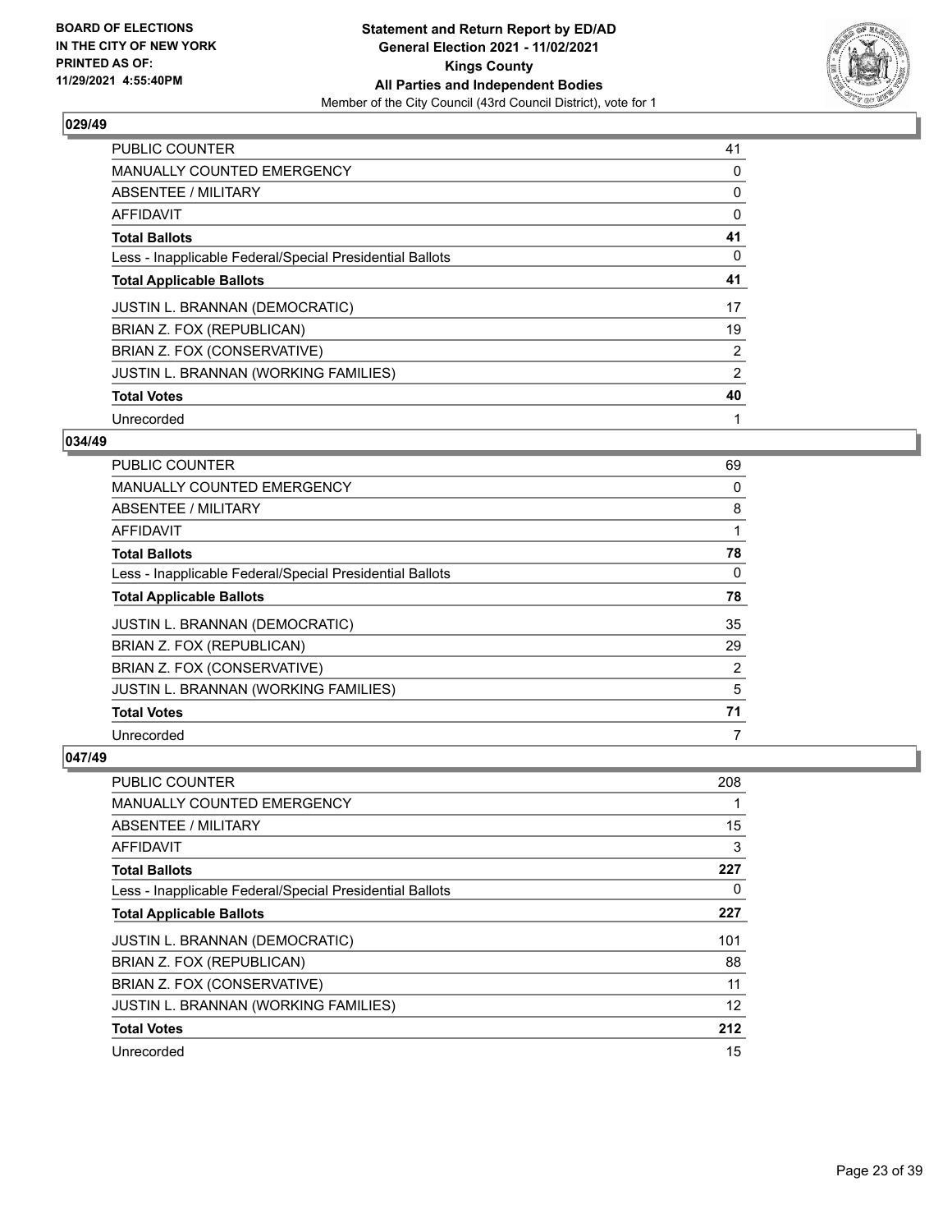## 029/49

| | |
|---|---|
| PUBLIC COUNTER | 41 |
| MANUALLY COUNTED EMERGENCY | 0 |
| ABSENTEE / MILITARY | 0 |
| AFFIDAVIT | 0 |
| **Total Ballots** | **41** |
| Less - Inapplicable Federal/Special Presidential Ballots | 0 |
| **Total Applicable Ballots** | **41** |
| JUSTIN L. BRANNAN (DEMOCRATIC) | 17 |
| BRIAN Z. FOX (REPUBLICAN) | 19 |
| BRIAN Z. FOX (CONSERVATIVE) | 2 |
| JUSTIN L. BRANNAN (WORKING FAMILIES) | 2 |
| **Total Votes** | **40** |
| Unrecorded | 1 |

## 034/49

| | |
|---|---|
| PUBLIC COUNTER | 69 |
| MANUALLY COUNTED EMERGENCY | 0 |
| ABSENTEE / MILITARY | 8 |
| AFFIDAVIT | 1 |
| **Total Ballots** | **78** |
| Less - Inapplicable Federal/Special Presidential Ballots | 0 |
| **Total Applicable Ballots** | **78** |
| JUSTIN L. BRANNAN (DEMOCRATIC) | 35 |
| BRIAN Z. FOX (REPUBLICAN) | 29 |
| BRIAN Z. FOX (CONSERVATIVE) | 2 |
| JUSTIN L. BRANNAN (WORKING FAMILIES) | 5 |
| **Total Votes** | **71** |
| Unrecorded | 7 |

## 047/49

| | |
|---|---|
| PUBLIC COUNTER | 208 |
| MANUALLY COUNTED EMERGENCY | 1 |
| ABSENTEE / MILITARY | 15 |
| AFFIDAVIT | 3 |
| **Total Ballots** | **227** |
| Less - Inapplicable Federal/Special Presidential Ballots | 0 |
| **Total Applicable Ballots** | **227** |
| JUSTIN L. BRANNAN (DEMOCRATIC) | 101 |
| BRIAN Z. FOX (REPUBLICAN) | 88 |
| BRIAN Z. FOX (CONSERVATIVE) | 11 |
| JUSTIN L. BRANNAN (WORKING FAMILIES) | 12 |
| **Total Votes** | **212** |
| Unrecorded | 15 |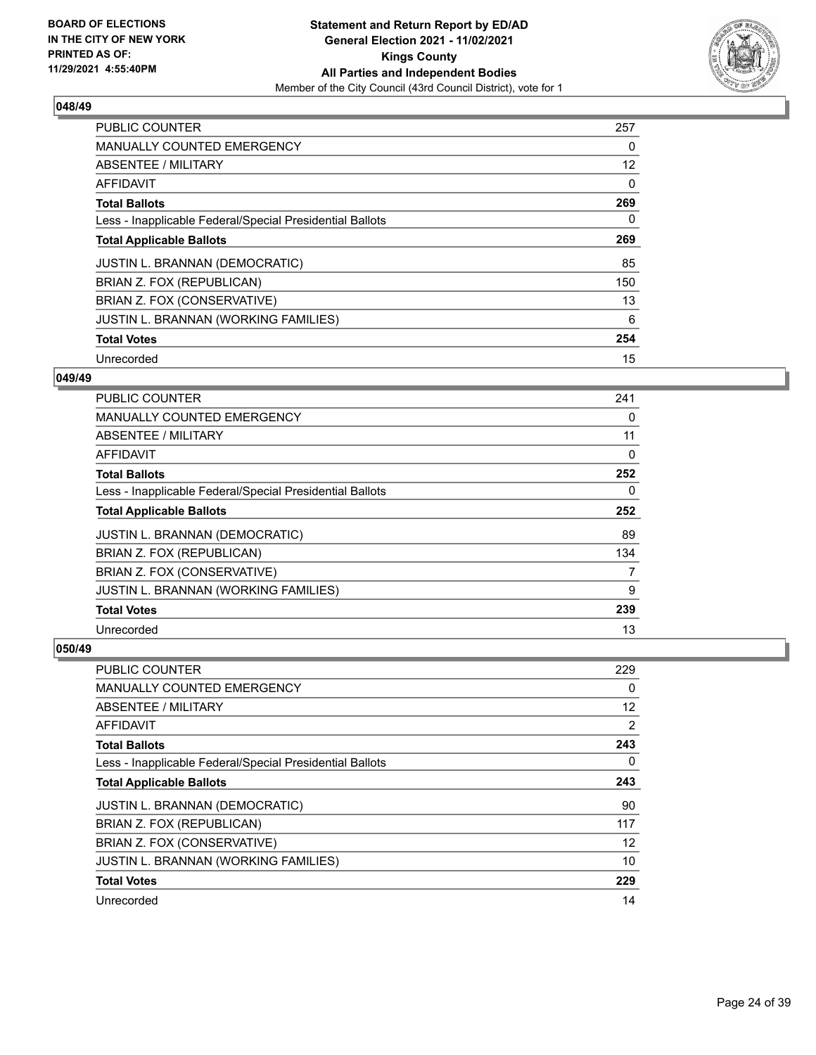## 048/49

| | |
|---|---|
| PUBLIC COUNTER | 257 |
| MANUALLY COUNTED EMERGENCY | 0 |
| ABSENTEE / MILITARY | 12 |
| AFFIDAVIT | 0 |
| **Total Ballots** | **269** |
| Less - Inapplicable Federal/Special Presidential Ballots | 0 |
| **Total Applicable Ballots** | **269** |
| JUSTIN L. BRANNAN (DEMOCRATIC) | 85 |
| BRIAN Z. FOX (REPUBLICAN) | 150 |
| BRIAN Z. FOX (CONSERVATIVE) | 13 |
| JUSTIN L. BRANNAN (WORKING FAMILIES) | 6 |
| **Total Votes** | **254** |
| Unrecorded | 15 |

## 049/49

| | |
|---|---|
| PUBLIC COUNTER | 241 |
| MANUALLY COUNTED EMERGENCY | 0 |
| ABSENTEE / MILITARY | 11 |
| AFFIDAVIT | 0 |
| **Total Ballots** | **252** |
| Less - Inapplicable Federal/Special Presidential Ballots | 0 |
| **Total Applicable Ballots** | **252** |
| JUSTIN L. BRANNAN (DEMOCRATIC) | 89 |
| BRIAN Z. FOX (REPUBLICAN) | 134 |
| BRIAN Z. FOX (CONSERVATIVE) | 7 |
| JUSTIN L. BRANNAN (WORKING FAMILIES) | 9 |
| **Total Votes** | **239** |
| Unrecorded | 13 |

## 050/49

| | |
|---|---|
| PUBLIC COUNTER | 229 |
| MANUALLY COUNTED EMERGENCY | 0 |
| ABSENTEE / MILITARY | 12 |
| AFFIDAVIT | 2 |
| **Total Ballots** | **243** |
| Less - Inapplicable Federal/Special Presidential Ballots | 0 |
| **Total Applicable Ballots** | **243** |
| JUSTIN L. BRANNAN (DEMOCRATIC) | 90 |
| BRIAN Z. FOX (REPUBLICAN) | 117 |
| BRIAN Z. FOX (CONSERVATIVE) | 12 |
| JUSTIN L. BRANNAN (WORKING FAMILIES) | 10 |
| **Total Votes** | **229** |
| Unrecorded | 14 |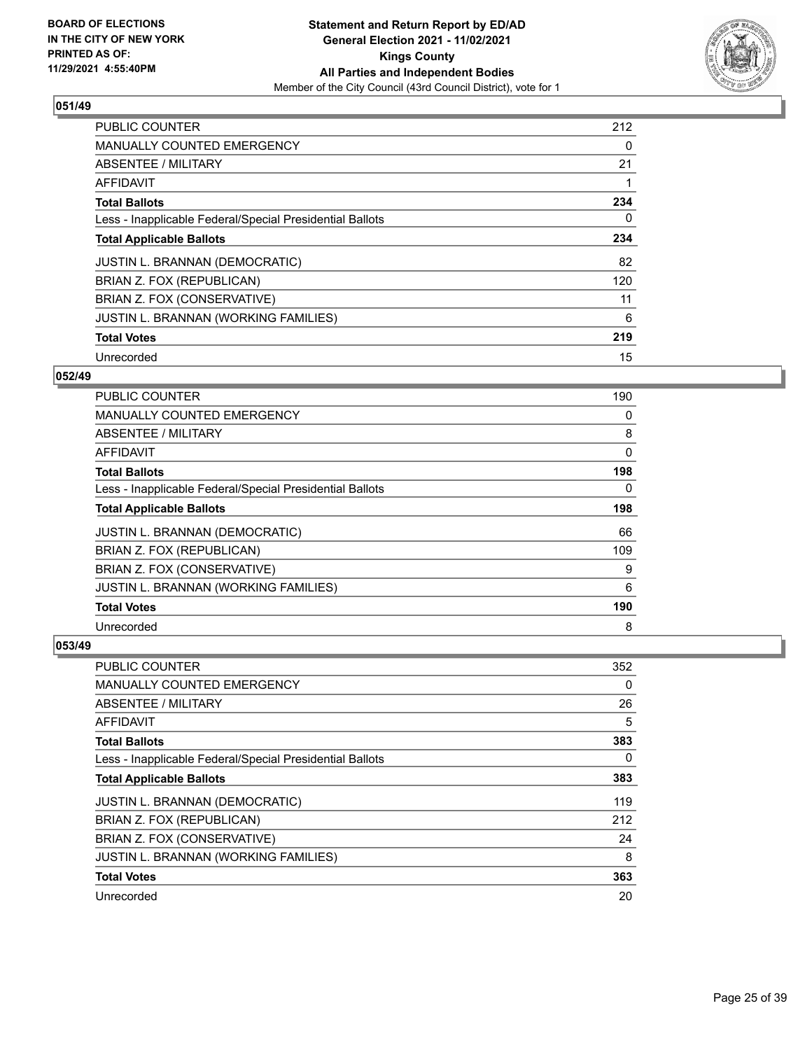BOARD OF ELECTIONS
IN THE CITY OF NEW YORK
PRINTED AS OF:
11/29/2021 4:55:40PM

**Statement and Return Report by ED/AD**
**General Election 2021 - 11/02/2021**
**Kings County**
**All Parties and Independent Bodies**
Member of the City Council (43rd Council District), vote for 1

### 051/49

| | |
|---|---|
| PUBLIC COUNTER | 212 |
| MANUALLY COUNTED EMERGENCY | 0 |
| ABSENTEE / MILITARY | 21 |
| AFFIDAVIT | 1 |
| **Total Ballots** | **234** |
| Less - Inapplicable Federal/Special Presidential Ballots | 0 |
| **Total Applicable Ballots** | **234** |
| JUSTIN L. BRANNAN (DEMOCRATIC) | 82 |
| BRIAN Z. FOX (REPUBLICAN) | 120 |
| BRIAN Z. FOX (CONSERVATIVE) | 11 |
| JUSTIN L. BRANNAN (WORKING FAMILIES) | 6 |
| **Total Votes** | **219** |
| Unrecorded | 15 |

### 052/49

| | |
|---|---|
| PUBLIC COUNTER | 190 |
| MANUALLY COUNTED EMERGENCY | 0 |
| ABSENTEE / MILITARY | 8 |
| AFFIDAVIT | 0 |
| **Total Ballots** | **198** |
| Less - Inapplicable Federal/Special Presidential Ballots | 0 |
| **Total Applicable Ballots** | **198** |
| JUSTIN L. BRANNAN (DEMOCRATIC) | 66 |
| BRIAN Z. FOX (REPUBLICAN) | 109 |
| BRIAN Z. FOX (CONSERVATIVE) | 9 |
| JUSTIN L. BRANNAN (WORKING FAMILIES) | 6 |
| **Total Votes** | **190** |
| Unrecorded | 8 |

### 053/49

| | |
|---|---|
| PUBLIC COUNTER | 352 |
| MANUALLY COUNTED EMERGENCY | 0 |
| ABSENTEE / MILITARY | 26 |
| AFFIDAVIT | 5 |
| **Total Ballots** | **383** |
| Less - Inapplicable Federal/Special Presidential Ballots | 0 |
| **Total Applicable Ballots** | **383** |
| JUSTIN L. BRANNAN (DEMOCRATIC) | 119 |
| BRIAN Z. FOX (REPUBLICAN) | 212 |
| BRIAN Z. FOX (CONSERVATIVE) | 24 |
| JUSTIN L. BRANNAN (WORKING FAMILIES) | 8 |
| **Total Votes** | **363** |
| Unrecorded | 20 |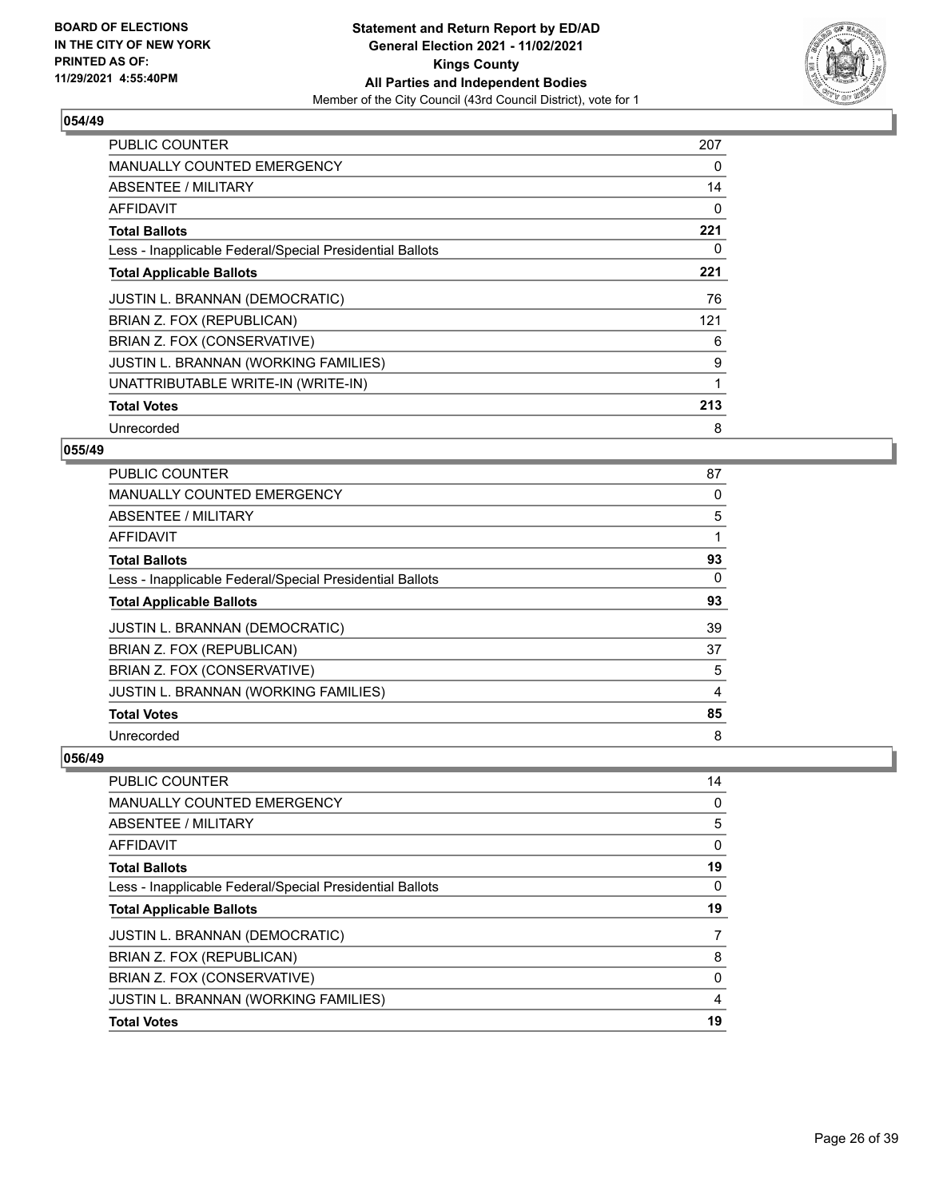**BOARD OF ELECTIONS IN THE CITY OF NEW YORK PRINTED AS OF: 11/29/2021 4:55:40PM**

**Statement and Return Report by ED/AD General Election 2021 - 11/02/2021 Kings County All Parties and Independent Bodies**

Member of the City Council (43rd Council District), vote for 1

## 054/49

| | |
|---|---|
| PUBLIC COUNTER | 207 |
| MANUALLY COUNTED EMERGENCY | 0 |
| ABSENTEE / MILITARY | 14 |
| AFFIDAVIT | 0 |
| **Total Ballots** | **221** |
| Less - Inapplicable Federal/Special Presidential Ballots | 0 |
| **Total Applicable Ballots** | **221** |
| JUSTIN L. BRANNAN (DEMOCRATIC) | 76 |
| BRIAN Z. FOX (REPUBLICAN) | 121 |
| BRIAN Z. FOX (CONSERVATIVE) | 6 |
| JUSTIN L. BRANNAN (WORKING FAMILIES) | 9 |
| UNATTRIBUTABLE WRITE-IN (WRITE-IN) | 1 |
| **Total Votes** | **213** |
| Unrecorded | 8 |

## 055/49

| | |
|---|---|
| PUBLIC COUNTER | 87 |
| MANUALLY COUNTED EMERGENCY | 0 |
| ABSENTEE / MILITARY | 5 |
| AFFIDAVIT | 1 |
| **Total Ballots** | **93** |
| Less - Inapplicable Federal/Special Presidential Ballots | 0 |
| **Total Applicable Ballots** | **93** |
| JUSTIN L. BRANNAN (DEMOCRATIC) | 39 |
| BRIAN Z. FOX (REPUBLICAN) | 37 |
| BRIAN Z. FOX (CONSERVATIVE) | 5 |
| JUSTIN L. BRANNAN (WORKING FAMILIES) | 4 |
| **Total Votes** | **85** |
| Unrecorded | 8 |

## 056/49

| | |
|---|---|
| PUBLIC COUNTER | 14 |
| MANUALLY COUNTED EMERGENCY | 0 |
| ABSENTEE / MILITARY | 5 |
| AFFIDAVIT | 0 |
| **Total Ballots** | **19** |
| Less - Inapplicable Federal/Special Presidential Ballots | 0 |
| **Total Applicable Ballots** | **19** |
| JUSTIN L. BRANNAN (DEMOCRATIC) | 7 |
| BRIAN Z. FOX (REPUBLICAN) | 8 |
| BRIAN Z. FOX (CONSERVATIVE) | 0 |
| JUSTIN L. BRANNAN (WORKING FAMILIES) | 4 |
| **Total Votes** | **19** |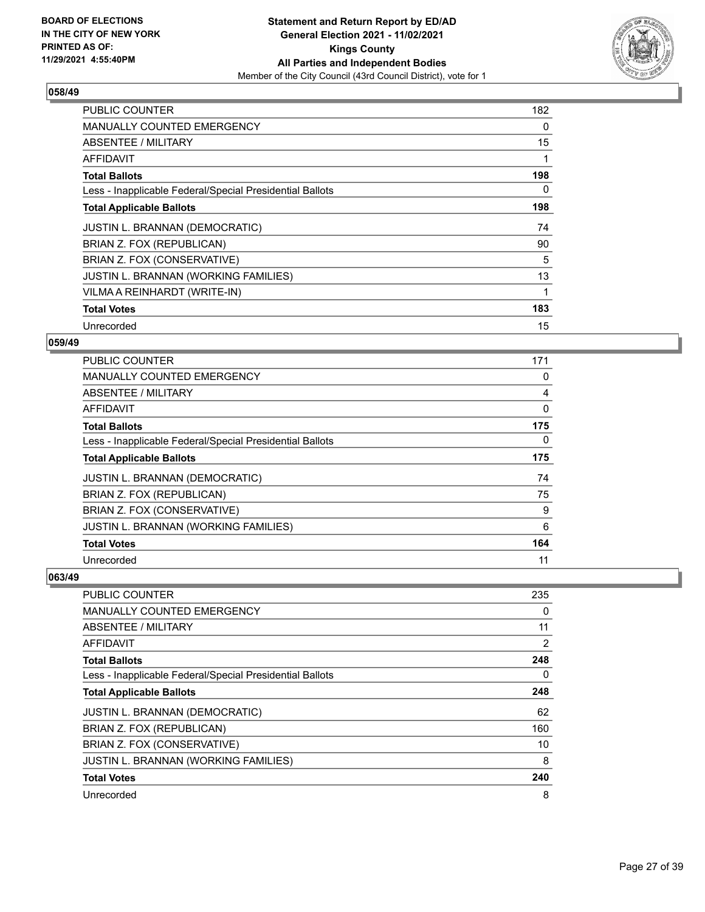BOARD OF ELECTIONS
IN THE CITY OF NEW YORK
PRINTED AS OF:
11/29/2021 4:55:40PM

**Statement and Return Report by ED/AD**
**General Election 2021 - 11/02/2021**
**Kings County**
**All Parties and Independent Bodies**
Member of the City Council (43rd Council District), vote for 1

### 058/49

| | |
|---|---|
| PUBLIC COUNTER | 182 |
| MANUALLY COUNTED EMERGENCY | 0 |
| ABSENTEE / MILITARY | 15 |
| AFFIDAVIT | 1 |
| **Total Ballots** | **198** |
| Less - Inapplicable Federal/Special Presidential Ballots | 0 |
| **Total Applicable Ballots** | **198** |
| JUSTIN L. BRANNAN (DEMOCRATIC) | 74 |
| BRIAN Z. FOX (REPUBLICAN) | 90 |
| BRIAN Z. FOX (CONSERVATIVE) | 5 |
| JUSTIN L. BRANNAN (WORKING FAMILIES) | 13 |
| VILMA A REINHARDT (WRITE-IN) | 1 |
| **Total Votes** | **183** |
| Unrecorded | 15 |

### 059/49

| | |
|---|---|
| PUBLIC COUNTER | 171 |
| MANUALLY COUNTED EMERGENCY | 0 |
| ABSENTEE / MILITARY | 4 |
| AFFIDAVIT | 0 |
| **Total Ballots** | **175** |
| Less - Inapplicable Federal/Special Presidential Ballots | 0 |
| **Total Applicable Ballots** | **175** |
| JUSTIN L. BRANNAN (DEMOCRATIC) | 74 |
| BRIAN Z. FOX (REPUBLICAN) | 75 |
| BRIAN Z. FOX (CONSERVATIVE) | 9 |
| JUSTIN L. BRANNAN (WORKING FAMILIES) | 6 |
| **Total Votes** | **164** |
| Unrecorded | 11 |

### 063/49

| | |
|---|---|
| PUBLIC COUNTER | 235 |
| MANUALLY COUNTED EMERGENCY | 0 |
| ABSENTEE / MILITARY | 11 |
| AFFIDAVIT | 2 |
| **Total Ballots** | **248** |
| Less - Inapplicable Federal/Special Presidential Ballots | 0 |
| **Total Applicable Ballots** | **248** |
| JUSTIN L. BRANNAN (DEMOCRATIC) | 62 |
| BRIAN Z. FOX (REPUBLICAN) | 160 |
| BRIAN Z. FOX (CONSERVATIVE) | 10 |
| JUSTIN L. BRANNAN (WORKING FAMILIES) | 8 |
| **Total Votes** | **240** |
| Unrecorded | 8 |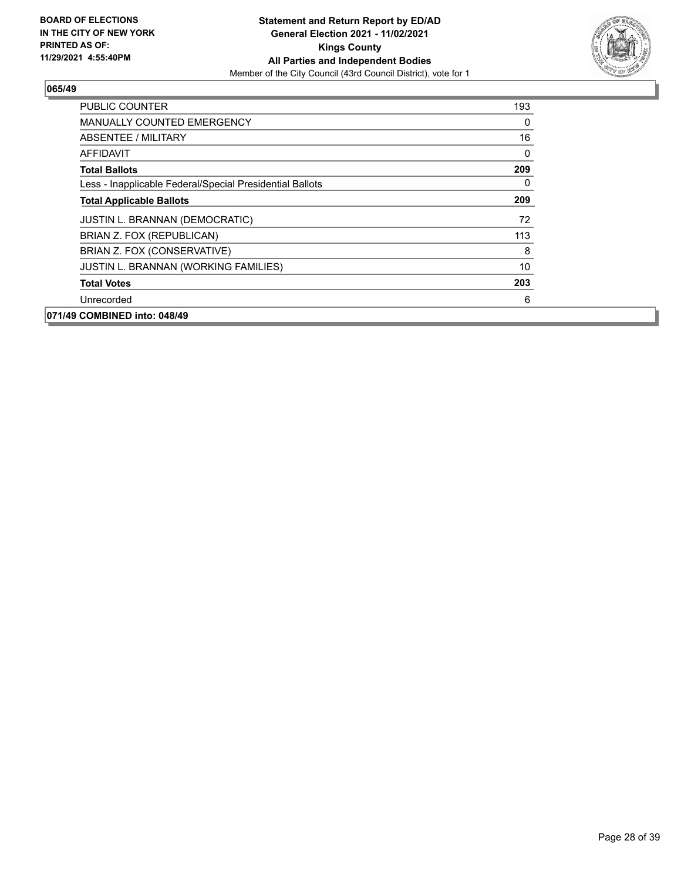**BOARD OF ELECTIONS IN THE CITY OF NEW YORK PRINTED AS OF: 11/29/2021 4:55:40PM**

**Statement and Return Report by ED/AD**
**General Election 2021 - 11/02/2021**
**Kings County**
**All Parties and Independent Bodies**
Member of the City Council (43rd Council District), vote for 1

## 065/49

| | |
|---|---|
| PUBLIC COUNTER | 193 |
| MANUALLY COUNTED EMERGENCY | 0 |
| ABSENTEE / MILITARY | 16 |
| AFFIDAVIT | 0 |
| **Total Ballots** | **209** |
| Less - Inapplicable Federal/Special Presidential Ballots | 0 |
| **Total Applicable Ballots** | **209** |
| JUSTIN L. BRANNAN (DEMOCRATIC) | 72 |
| BRIAN Z. FOX (REPUBLICAN) | 113 |
| BRIAN Z. FOX (CONSERVATIVE) | 8 |
| JUSTIN L. BRANNAN (WORKING FAMILIES) | 10 |
| **Total Votes** | **203** |
| Unrecorded | 6 |

## 071/49 COMBINED into: 048/49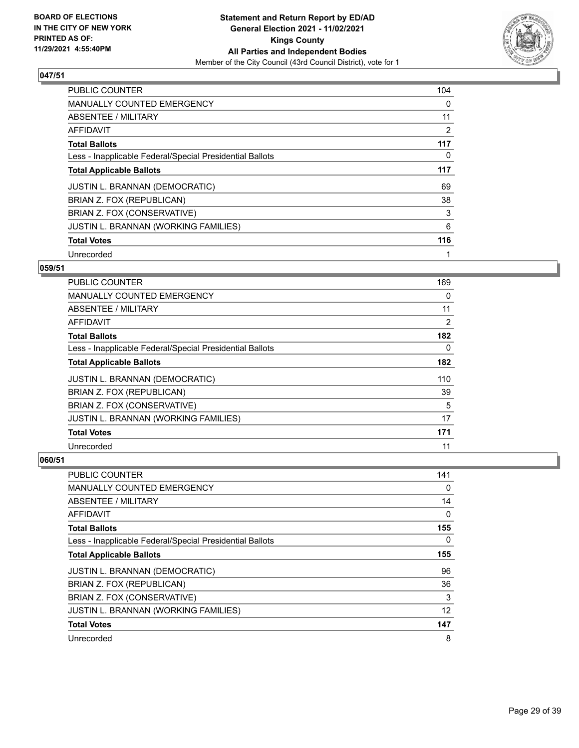**BOARD OF ELECTIONS IN THE CITY OF NEW YORK PRINTED AS OF: 11/29/2021 4:55:40PM**

**Statement and Return Report by ED/AD**
**General Election 2021 - 11/02/2021**
**Kings County**
**All Parties and Independent Bodies**
Member of the City Council (43rd Council District), vote for 1

### 047/51

| | |
|---|---|
| PUBLIC COUNTER | 104 |
| MANUALLY COUNTED EMERGENCY | 0 |
| ABSENTEE / MILITARY | 11 |
| AFFIDAVIT | 2 |
| **Total Ballots** | **117** |
| Less - Inapplicable Federal/Special Presidential Ballots | 0 |
| **Total Applicable Ballots** | **117** |
| JUSTIN L. BRANNAN (DEMOCRATIC) | 69 |
| BRIAN Z. FOX (REPUBLICAN) | 38 |
| BRIAN Z. FOX (CONSERVATIVE) | 3 |
| JUSTIN L. BRANNAN (WORKING FAMILIES) | 6 |
| **Total Votes** | **116** |
| Unrecorded | 1 |

### 059/51

| | |
|---|---|
| PUBLIC COUNTER | 169 |
| MANUALLY COUNTED EMERGENCY | 0 |
| ABSENTEE / MILITARY | 11 |
| AFFIDAVIT | 2 |
| **Total Ballots** | **182** |
| Less - Inapplicable Federal/Special Presidential Ballots | 0 |
| **Total Applicable Ballots** | **182** |
| JUSTIN L. BRANNAN (DEMOCRATIC) | 110 |
| BRIAN Z. FOX (REPUBLICAN) | 39 |
| BRIAN Z. FOX (CONSERVATIVE) | 5 |
| JUSTIN L. BRANNAN (WORKING FAMILIES) | 17 |
| **Total Votes** | **171** |
| Unrecorded | 11 |

### 060/51

| | |
|---|---|
| PUBLIC COUNTER | 141 |
| MANUALLY COUNTED EMERGENCY | 0 |
| ABSENTEE / MILITARY | 14 |
| AFFIDAVIT | 0 |
| **Total Ballots** | **155** |
| Less - Inapplicable Federal/Special Presidential Ballots | 0 |
| **Total Applicable Ballots** | **155** |
| JUSTIN L. BRANNAN (DEMOCRATIC) | 96 |
| BRIAN Z. FOX (REPUBLICAN) | 36 |
| BRIAN Z. FOX (CONSERVATIVE) | 3 |
| JUSTIN L. BRANNAN (WORKING FAMILIES) | 12 |
| **Total Votes** | **147** |
| Unrecorded | 8 |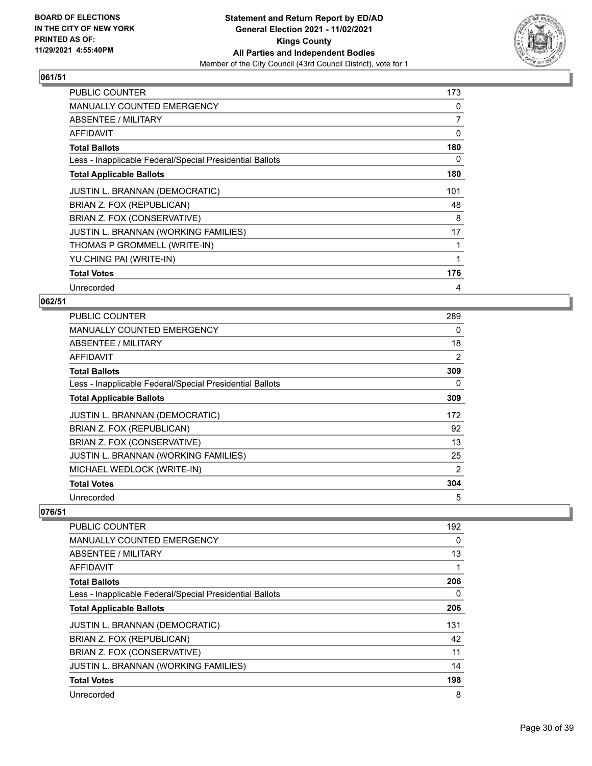## 061/51

| | |
|---|---|
| PUBLIC COUNTER | 173 |
| MANUALLY COUNTED EMERGENCY | 0 |
| ABSENTEE / MILITARY | 7 |
| AFFIDAVIT | 0 |
| **Total Ballots** | **180** |
| Less - Inapplicable Federal/Special Presidential Ballots | 0 |
| **Total Applicable Ballots** | **180** |
| JUSTIN L. BRANNAN (DEMOCRATIC) | 101 |
| BRIAN Z. FOX (REPUBLICAN) | 48 |
| BRIAN Z. FOX (CONSERVATIVE) | 8 |
| JUSTIN L. BRANNAN (WORKING FAMILIES) | 17 |
| THOMAS P GROMMELL (WRITE-IN) | 1 |
| YU CHING PAI (WRITE-IN) | 1 |
| **Total Votes** | **176** |
| Unrecorded | 4 |

## 062/51

| | |
|---|---|
| PUBLIC COUNTER | 289 |
| MANUALLY COUNTED EMERGENCY | 0 |
| ABSENTEE / MILITARY | 18 |
| AFFIDAVIT | 2 |
| **Total Ballots** | **309** |
| Less - Inapplicable Federal/Special Presidential Ballots | 0 |
| **Total Applicable Ballots** | **309** |
| JUSTIN L. BRANNAN (DEMOCRATIC) | 172 |
| BRIAN Z. FOX (REPUBLICAN) | 92 |
| BRIAN Z. FOX (CONSERVATIVE) | 13 |
| JUSTIN L. BRANNAN (WORKING FAMILIES) | 25 |
| MICHAEL WEDLOCK (WRITE-IN) | 2 |
| **Total Votes** | **304** |
| Unrecorded | 5 |

## 076/51

| | |
|---|---|
| PUBLIC COUNTER | 192 |
| MANUALLY COUNTED EMERGENCY | 0 |
| ABSENTEE / MILITARY | 13 |
| AFFIDAVIT | 1 |
| **Total Ballots** | **206** |
| Less - Inapplicable Federal/Special Presidential Ballots | 0 |
| **Total Applicable Ballots** | **206** |
| JUSTIN L. BRANNAN (DEMOCRATIC) | 131 |
| BRIAN Z. FOX (REPUBLICAN) | 42 |
| BRIAN Z. FOX (CONSERVATIVE) | 11 |
| JUSTIN L. BRANNAN (WORKING FAMILIES) | 14 |
| **Total Votes** | **198** |
| Unrecorded | 8 |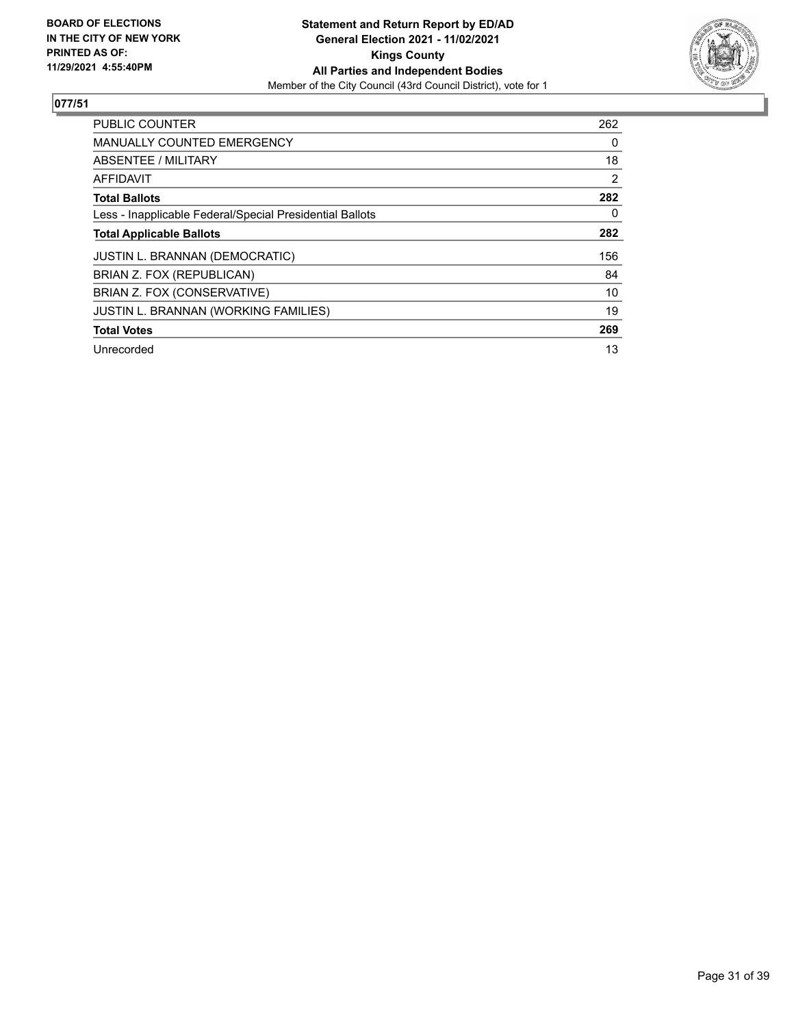**BOARD OF ELECTIONS IN THE CITY OF NEW YORK PRINTED AS OF: 11/29/2021 4:55:40PM**

**Statement and Return Report by ED/AD**
**General Election 2021 - 11/02/2021**
**Kings County**
**All Parties and Independent Bodies**
Member of the City Council (43rd Council District), vote for 1

## 077/51

| | |
|---|---|
| PUBLIC COUNTER | 262 |
| MANUALLY COUNTED EMERGENCY | 0 |
| ABSENTEE / MILITARY | 18 |
| AFFIDAVIT | 2 |
| **Total Ballots** | **282** |
| Less - Inapplicable Federal/Special Presidential Ballots | 0 |
| **Total Applicable Ballots** | **282** |
| JUSTIN L. BRANNAN (DEMOCRATIC) | 156 |
| BRIAN Z. FOX (REPUBLICAN) | 84 |
| BRIAN Z. FOX (CONSERVATIVE) | 10 |
| JUSTIN L. BRANNAN (WORKING FAMILIES) | 19 |
| **Total Votes** | **269** |
| Unrecorded | 13 |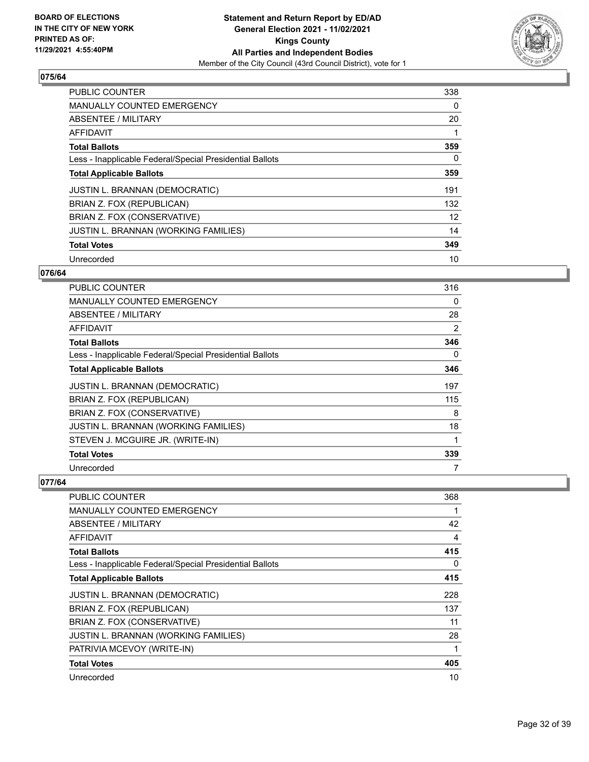**BOARD OF ELECTIONS IN THE CITY OF NEW YORK PRINTED AS OF: 11/29/2021 4:55:40PM**

**Statement and Return Report by ED/AD General Election 2021 - 11/02/2021 Kings County All Parties and Independent Bodies**

Member of the City Council (43rd Council District), vote for 1

### 075/64

| | |
|---|---|
| PUBLIC COUNTER | 338 |
| MANUALLY COUNTED EMERGENCY | 0 |
| ABSENTEE / MILITARY | 20 |
| AFFIDAVIT | 1 |
| **Total Ballots** | **359** |
| Less - Inapplicable Federal/Special Presidential Ballots | 0 |
| **Total Applicable Ballots** | **359** |
| JUSTIN L. BRANNAN (DEMOCRATIC) | 191 |
| BRIAN Z. FOX (REPUBLICAN) | 132 |
| BRIAN Z. FOX (CONSERVATIVE) | 12 |
| JUSTIN L. BRANNAN (WORKING FAMILIES) | 14 |
| **Total Votes** | **349** |
| Unrecorded | 10 |

### 076/64

| | |
|---|---|
| PUBLIC COUNTER | 316 |
| MANUALLY COUNTED EMERGENCY | 0 |
| ABSENTEE / MILITARY | 28 |
| AFFIDAVIT | 2 |
| **Total Ballots** | **346** |
| Less - Inapplicable Federal/Special Presidential Ballots | 0 |
| **Total Applicable Ballots** | **346** |
| JUSTIN L. BRANNAN (DEMOCRATIC) | 197 |
| BRIAN Z. FOX (REPUBLICAN) | 115 |
| BRIAN Z. FOX (CONSERVATIVE) | 8 |
| JUSTIN L. BRANNAN (WORKING FAMILIES) | 18 |
| STEVEN J. MCGUIRE JR. (WRITE-IN) | 1 |
| **Total Votes** | **339** |
| Unrecorded | 7 |

### 077/64

| | |
|---|---|
| PUBLIC COUNTER | 368 |
| MANUALLY COUNTED EMERGENCY | 1 |
| ABSENTEE / MILITARY | 42 |
| AFFIDAVIT | 4 |
| **Total Ballots** | **415** |
| Less - Inapplicable Federal/Special Presidential Ballots | 0 |
| **Total Applicable Ballots** | **415** |
| JUSTIN L. BRANNAN (DEMOCRATIC) | 228 |
| BRIAN Z. FOX (REPUBLICAN) | 137 |
| BRIAN Z. FOX (CONSERVATIVE) | 11 |
| JUSTIN L. BRANNAN (WORKING FAMILIES) | 28 |
| PATRIVIA MCEVOY (WRITE-IN) | 1 |
| **Total Votes** | **405** |
| Unrecorded | 10 |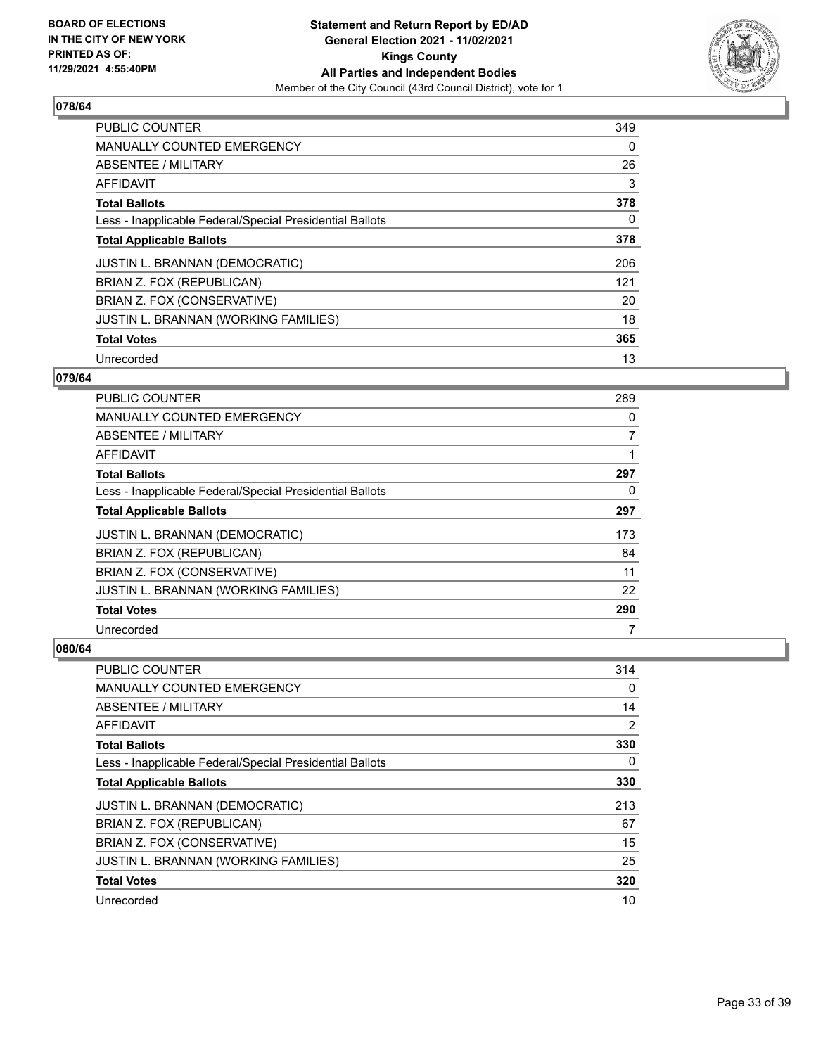**BOARD OF ELECTIONS IN THE CITY OF NEW YORK PRINTED AS OF: 11/29/2021 4:55:40PM**

**Statement and Return Report by ED/AD**
**General Election 2021 - 11/02/2021**
**Kings County**
**All Parties and Independent Bodies**
Member of the City Council (43rd Council District), vote for 1

## 078/64

| | |
|---|---|
| PUBLIC COUNTER | 349 |
| MANUALLY COUNTED EMERGENCY | 0 |
| ABSENTEE / MILITARY | 26 |
| AFFIDAVIT | 3 |
| **Total Ballots** | **378** |
| Less - Inapplicable Federal/Special Presidential Ballots | 0 |
| **Total Applicable Ballots** | **378** |
| JUSTIN L. BRANNAN (DEMOCRATIC) | 206 |
| BRIAN Z. FOX (REPUBLICAN) | 121 |
| BRIAN Z. FOX (CONSERVATIVE) | 20 |
| JUSTIN L. BRANNAN (WORKING FAMILIES) | 18 |
| **Total Votes** | **365** |
| Unrecorded | 13 |

## 079/64

| | |
|---|---|
| PUBLIC COUNTER | 289 |
| MANUALLY COUNTED EMERGENCY | 0 |
| ABSENTEE / MILITARY | 7 |
| AFFIDAVIT | 1 |
| **Total Ballots** | **297** |
| Less - Inapplicable Federal/Special Presidential Ballots | 0 |
| **Total Applicable Ballots** | **297** |
| JUSTIN L. BRANNAN (DEMOCRATIC) | 173 |
| BRIAN Z. FOX (REPUBLICAN) | 84 |
| BRIAN Z. FOX (CONSERVATIVE) | 11 |
| JUSTIN L. BRANNAN (WORKING FAMILIES) | 22 |
| **Total Votes** | **290** |
| Unrecorded | 7 |

## 080/64

| | |
|---|---|
| PUBLIC COUNTER | 314 |
| MANUALLY COUNTED EMERGENCY | 0 |
| ABSENTEE / MILITARY | 14 |
| AFFIDAVIT | 2 |
| **Total Ballots** | **330** |
| Less - Inapplicable Federal/Special Presidential Ballots | 0 |
| **Total Applicable Ballots** | **330** |
| JUSTIN L. BRANNAN (DEMOCRATIC) | 213 |
| BRIAN Z. FOX (REPUBLICAN) | 67 |
| BRIAN Z. FOX (CONSERVATIVE) | 15 |
| JUSTIN L. BRANNAN (WORKING FAMILIES) | 25 |
| **Total Votes** | **320** |
| Unrecorded | 10 |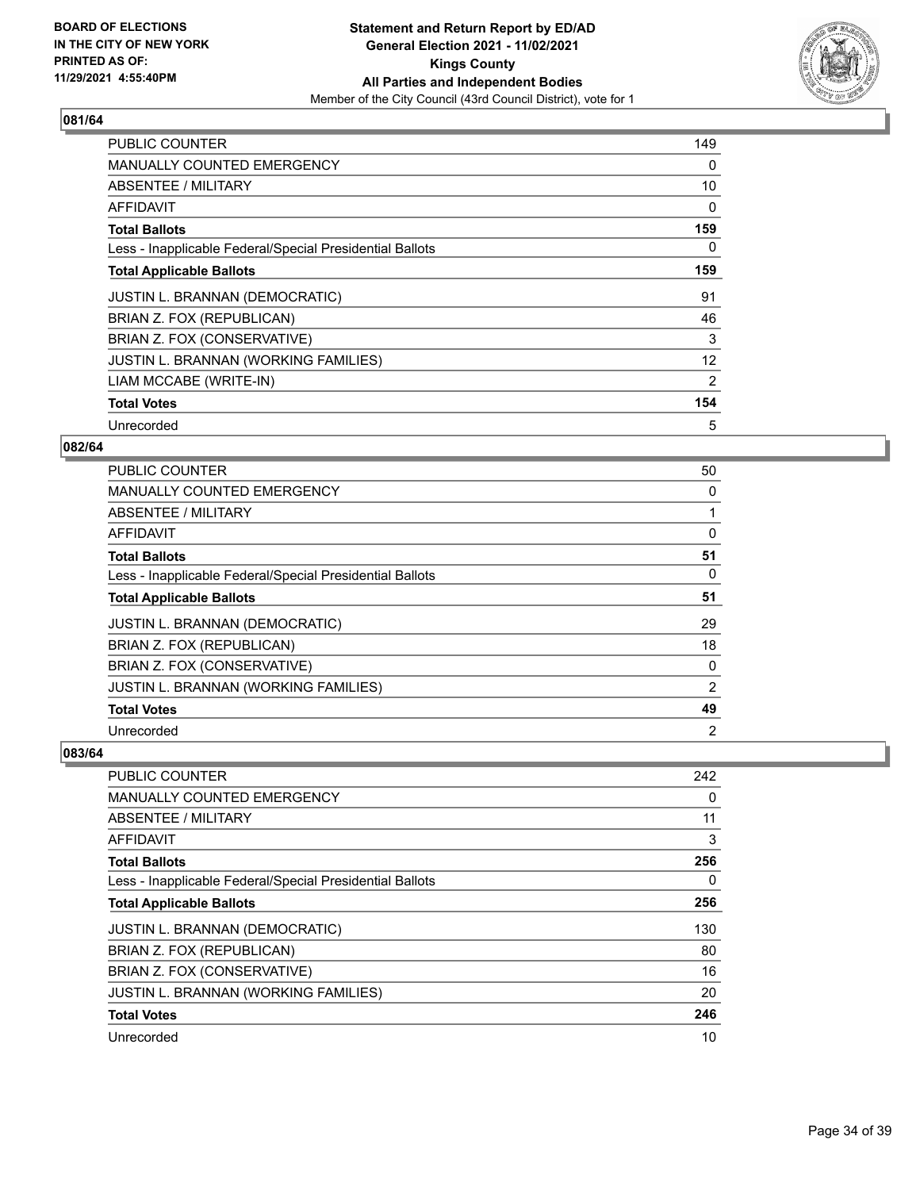**BOARD OF ELECTIONS IN THE CITY OF NEW YORK PRINTED AS OF: 11/29/2021 4:55:40PM**

**Statement and Return Report by ED/AD General Election 2021 - 11/02/2021 Kings County All Parties and Independent Bodies**
Member of the City Council (43rd Council District), vote for 1

### 081/64

| | |
|---|---|
| PUBLIC COUNTER | 149 |
| MANUALLY COUNTED EMERGENCY | 0 |
| ABSENTEE / MILITARY | 10 |
| AFFIDAVIT | 0 |
| **Total Ballots** | **159** |
| Less - Inapplicable Federal/Special Presidential Ballots | 0 |
| **Total Applicable Ballots** | **159** |
| JUSTIN L. BRANNAN (DEMOCRATIC) | 91 |
| BRIAN Z. FOX (REPUBLICAN) | 46 |
| BRIAN Z. FOX (CONSERVATIVE) | 3 |
| JUSTIN L. BRANNAN (WORKING FAMILIES) | 12 |
| LIAM MCCABE (WRITE-IN) | 2 |
| **Total Votes** | **154** |
| Unrecorded | 5 |

### 082/64

| | |
|---|---|
| PUBLIC COUNTER | 50 |
| MANUALLY COUNTED EMERGENCY | 0 |
| ABSENTEE / MILITARY | 1 |
| AFFIDAVIT | 0 |
| **Total Ballots** | **51** |
| Less - Inapplicable Federal/Special Presidential Ballots | 0 |
| **Total Applicable Ballots** | **51** |
| JUSTIN L. BRANNAN (DEMOCRATIC) | 29 |
| BRIAN Z. FOX (REPUBLICAN) | 18 |
| BRIAN Z. FOX (CONSERVATIVE) | 0 |
| JUSTIN L. BRANNAN (WORKING FAMILIES) | 2 |
| **Total Votes** | **49** |
| Unrecorded | 2 |

### 083/64

| | |
|---|---|
| PUBLIC COUNTER | 242 |
| MANUALLY COUNTED EMERGENCY | 0 |
| ABSENTEE / MILITARY | 11 |
| AFFIDAVIT | 3 |
| **Total Ballots** | **256** |
| Less - Inapplicable Federal/Special Presidential Ballots | 0 |
| **Total Applicable Ballots** | **256** |
| JUSTIN L. BRANNAN (DEMOCRATIC) | 130 |
| BRIAN Z. FOX (REPUBLICAN) | 80 |
| BRIAN Z. FOX (CONSERVATIVE) | 16 |
| JUSTIN L. BRANNAN (WORKING FAMILIES) | 20 |
| **Total Votes** | **246** |
| Unrecorded | 10 |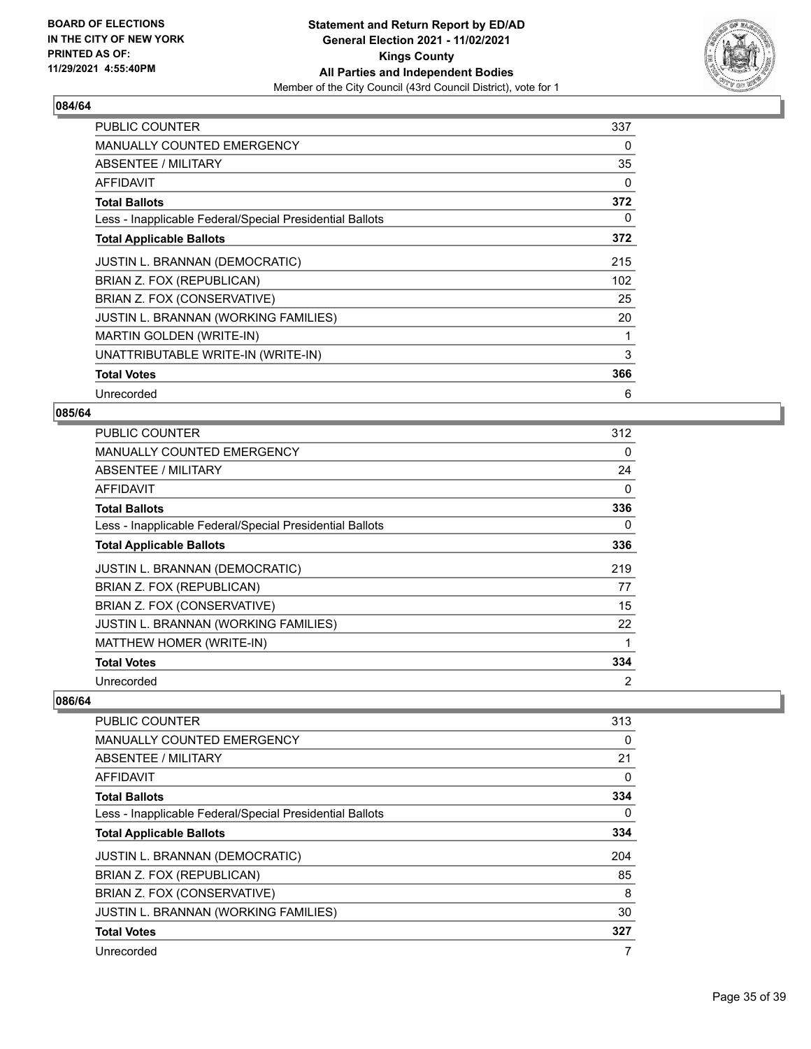## 084/64

| | |
|---|---|
| PUBLIC COUNTER | 337 |
| MANUALLY COUNTED EMERGENCY | 0 |
| ABSENTEE / MILITARY | 35 |
| AFFIDAVIT | 0 |
| **Total Ballots** | **372** |
| Less - Inapplicable Federal/Special Presidential Ballots | 0 |
| **Total Applicable Ballots** | **372** |
| JUSTIN L. BRANNAN (DEMOCRATIC) | 215 |
| BRIAN Z. FOX (REPUBLICAN) | 102 |
| BRIAN Z. FOX (CONSERVATIVE) | 25 |
| JUSTIN L. BRANNAN (WORKING FAMILIES) | 20 |
| MARTIN GOLDEN (WRITE-IN) | 1 |
| UNATTRIBUTABLE WRITE-IN (WRITE-IN) | 3 |
| **Total Votes** | **366** |
| Unrecorded | 6 |

## 085/64

| | |
|---|---|
| PUBLIC COUNTER | 312 |
| MANUALLY COUNTED EMERGENCY | 0 |
| ABSENTEE / MILITARY | 24 |
| AFFIDAVIT | 0 |
| **Total Ballots** | **336** |
| Less - Inapplicable Federal/Special Presidential Ballots | 0 |
| **Total Applicable Ballots** | **336** |
| JUSTIN L. BRANNAN (DEMOCRATIC) | 219 |
| BRIAN Z. FOX (REPUBLICAN) | 77 |
| BRIAN Z. FOX (CONSERVATIVE) | 15 |
| JUSTIN L. BRANNAN (WORKING FAMILIES) | 22 |
| MATTHEW HOMER (WRITE-IN) | 1 |
| **Total Votes** | **334** |
| Unrecorded | 2 |

## 086/64

| | |
|---|---|
| PUBLIC COUNTER | 313 |
| MANUALLY COUNTED EMERGENCY | 0 |
| ABSENTEE / MILITARY | 21 |
| AFFIDAVIT | 0 |
| **Total Ballots** | **334** |
| Less - Inapplicable Federal/Special Presidential Ballots | 0 |
| **Total Applicable Ballots** | **334** |
| JUSTIN L. BRANNAN (DEMOCRATIC) | 204 |
| BRIAN Z. FOX (REPUBLICAN) | 85 |
| BRIAN Z. FOX (CONSERVATIVE) | 8 |
| JUSTIN L. BRANNAN (WORKING FAMILIES) | 30 |
| **Total Votes** | **327** |
| Unrecorded | 7 |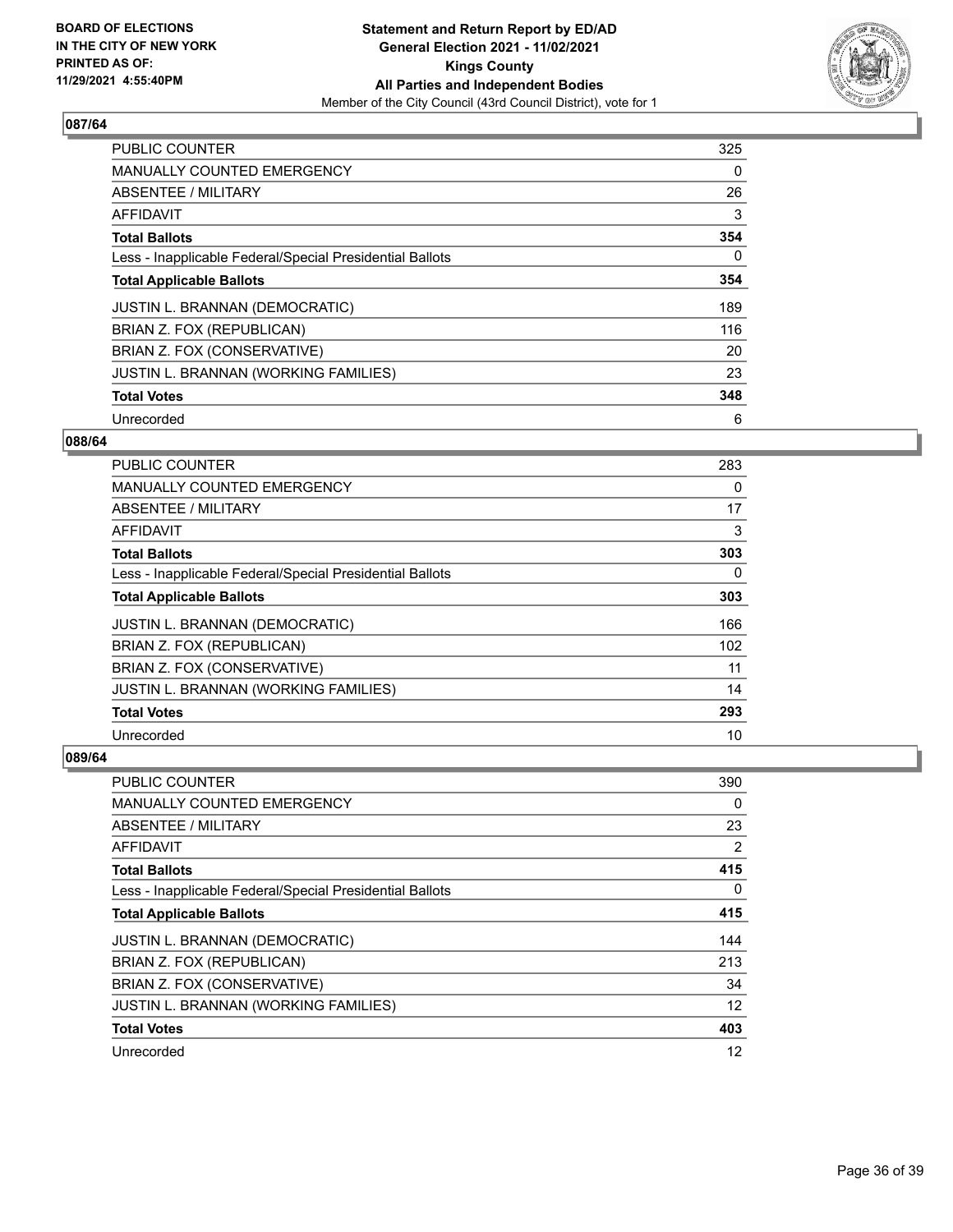**BOARD OF ELECTIONS IN THE CITY OF NEW YORK PRINTED AS OF: 11/29/2021 4:55:40PM**

**Statement and Return Report by ED/AD**
**General Election 2021 - 11/02/2021**
**Kings County**
**All Parties and Independent Bodies**
Member of the City Council (43rd Council District), vote for 1

## 087/64

| | |
|---|---|
| PUBLIC COUNTER | 325 |
| MANUALLY COUNTED EMERGENCY | 0 |
| ABSENTEE / MILITARY | 26 |
| AFFIDAVIT | 3 |
| **Total Ballots** | **354** |
| Less - Inapplicable Federal/Special Presidential Ballots | 0 |
| **Total Applicable Ballots** | **354** |
| JUSTIN L. BRANNAN (DEMOCRATIC) | 189 |
| BRIAN Z. FOX (REPUBLICAN) | 116 |
| BRIAN Z. FOX (CONSERVATIVE) | 20 |
| JUSTIN L. BRANNAN (WORKING FAMILIES) | 23 |
| **Total Votes** | **348** |
| Unrecorded | 6 |

## 088/64

| | |
|---|---|
| PUBLIC COUNTER | 283 |
| MANUALLY COUNTED EMERGENCY | 0 |
| ABSENTEE / MILITARY | 17 |
| AFFIDAVIT | 3 |
| **Total Ballots** | **303** |
| Less - Inapplicable Federal/Special Presidential Ballots | 0 |
| **Total Applicable Ballots** | **303** |
| JUSTIN L. BRANNAN (DEMOCRATIC) | 166 |
| BRIAN Z. FOX (REPUBLICAN) | 102 |
| BRIAN Z. FOX (CONSERVATIVE) | 11 |
| JUSTIN L. BRANNAN (WORKING FAMILIES) | 14 |
| **Total Votes** | **293** |
| Unrecorded | 10 |

## 089/64

| | |
|---|---|
| PUBLIC COUNTER | 390 |
| MANUALLY COUNTED EMERGENCY | 0 |
| ABSENTEE / MILITARY | 23 |
| AFFIDAVIT | 2 |
| **Total Ballots** | **415** |
| Less - Inapplicable Federal/Special Presidential Ballots | 0 |
| **Total Applicable Ballots** | **415** |
| JUSTIN L. BRANNAN (DEMOCRATIC) | 144 |
| BRIAN Z. FOX (REPUBLICAN) | 213 |
| BRIAN Z. FOX (CONSERVATIVE) | 34 |
| JUSTIN L. BRANNAN (WORKING FAMILIES) | 12 |
| **Total Votes** | **403** |
| Unrecorded | 12 |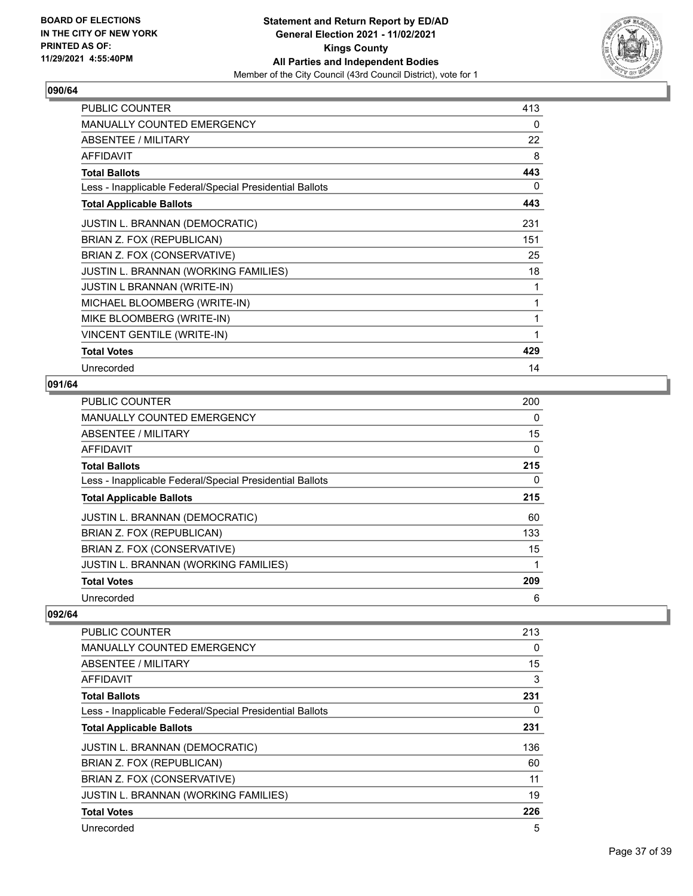**BOARD OF ELECTIONS IN THE CITY OF NEW YORK PRINTED AS OF: 11/29/2021 4:55:40PM**

**Statement and Return Report by ED/AD General Election 2021 - 11/02/2021 Kings County All Parties and Independent Bodies**

Member of the City Council (43rd Council District), vote for 1

### 090/64

| | |
|---|---|
| PUBLIC COUNTER | 413 |
| MANUALLY COUNTED EMERGENCY | 0 |
| ABSENTEE / MILITARY | 22 |
| AFFIDAVIT | 8 |
| **Total Ballots** | **443** |
| Less - Inapplicable Federal/Special Presidential Ballots | 0 |
| **Total Applicable Ballots** | **443** |
| JUSTIN L. BRANNAN (DEMOCRATIC) | 231 |
| BRIAN Z. FOX (REPUBLICAN) | 151 |
| BRIAN Z. FOX (CONSERVATIVE) | 25 |
| JUSTIN L. BRANNAN (WORKING FAMILIES) | 18 |
| JUSTIN L BRANNAN (WRITE-IN) | 1 |
| MICHAEL BLOOMBERG (WRITE-IN) | 1 |
| MIKE BLOOMBERG (WRITE-IN) | 1 |
| VINCENT GENTILE (WRITE-IN) | 1 |
| **Total Votes** | **429** |
| Unrecorded | 14 |

### 091/64

| | |
|---|---|
| PUBLIC COUNTER | 200 |
| MANUALLY COUNTED EMERGENCY | 0 |
| ABSENTEE / MILITARY | 15 |
| AFFIDAVIT | 0 |
| **Total Ballots** | **215** |
| Less - Inapplicable Federal/Special Presidential Ballots | 0 |
| **Total Applicable Ballots** | **215** |
| JUSTIN L. BRANNAN (DEMOCRATIC) | 60 |
| BRIAN Z. FOX (REPUBLICAN) | 133 |
| BRIAN Z. FOX (CONSERVATIVE) | 15 |
| JUSTIN L. BRANNAN (WORKING FAMILIES) | 1 |
| **Total Votes** | **209** |
| Unrecorded | 6 |

### 092/64

| | |
|---|---|
| PUBLIC COUNTER | 213 |
| MANUALLY COUNTED EMERGENCY | 0 |
| ABSENTEE / MILITARY | 15 |
| AFFIDAVIT | 3 |
| **Total Ballots** | **231** |
| Less - Inapplicable Federal/Special Presidential Ballots | 0 |
| **Total Applicable Ballots** | **231** |
| JUSTIN L. BRANNAN (DEMOCRATIC) | 136 |
| BRIAN Z. FOX (REPUBLICAN) | 60 |
| BRIAN Z. FOX (CONSERVATIVE) | 11 |
| JUSTIN L. BRANNAN (WORKING FAMILIES) | 19 |
| **Total Votes** | **226** |
| Unrecorded | 5 |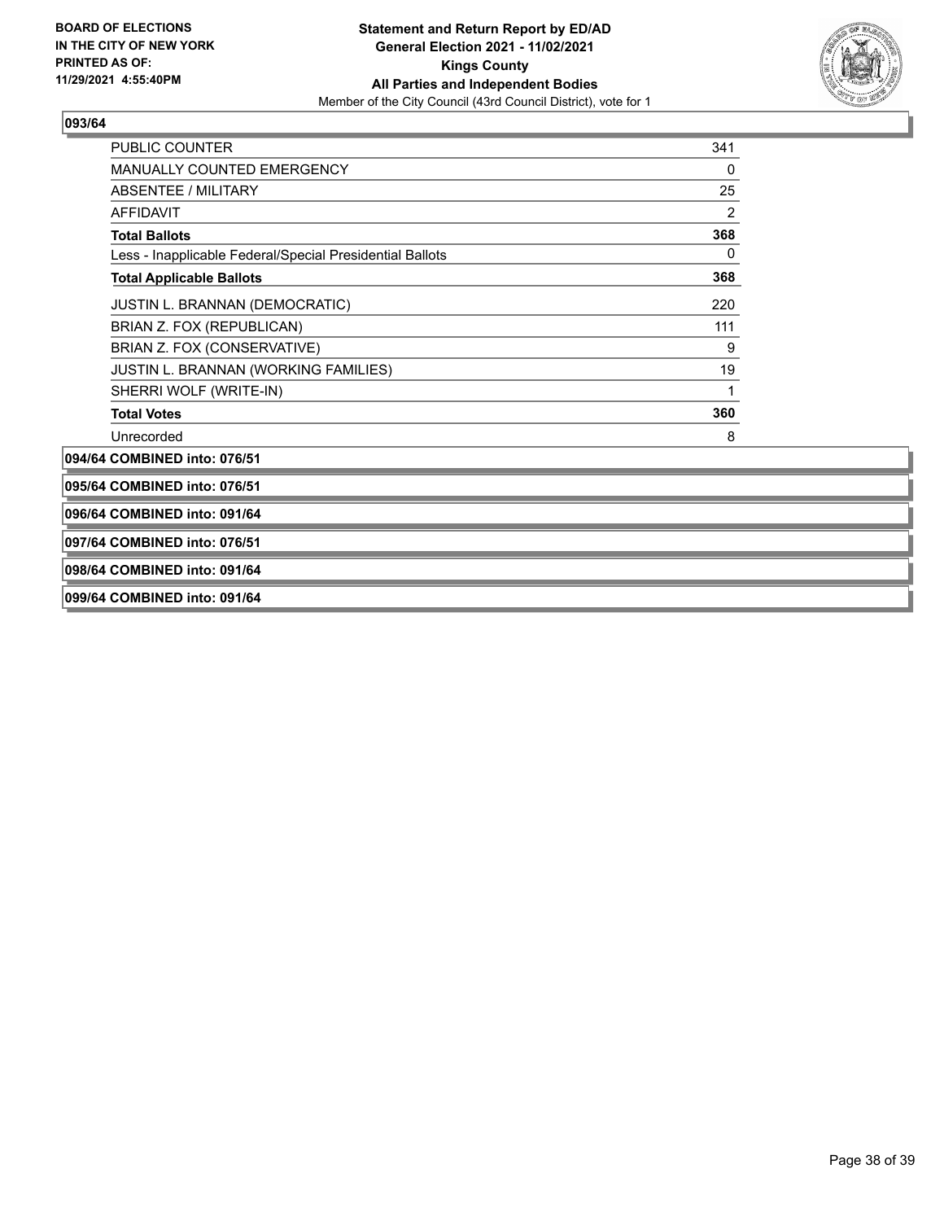**BOARD OF ELECTIONS IN THE CITY OF NEW YORK PRINTED AS OF: 11/29/2021 4:55:40PM**

**Statement and Return Report by ED/AD General Election 2021 - 11/02/2021 Kings County All Parties and Independent Bodies**

Member of the City Council (43rd Council District), vote for 1

### 093/64

| | |
|---|---|
| PUBLIC COUNTER | 341 |
| MANUALLY COUNTED EMERGENCY | 0 |
| ABSENTEE / MILITARY | 25 |
| AFFIDAVIT | 2 |
| **Total Ballots** | **368** |
| Less - Inapplicable Federal/Special Presidential Ballots | 0 |
| **Total Applicable Ballots** | **368** |
| JUSTIN L. BRANNAN (DEMOCRATIC) | 220 |
| BRIAN Z. FOX (REPUBLICAN) | 111 |
| BRIAN Z. FOX (CONSERVATIVE) | 9 |
| JUSTIN L. BRANNAN (WORKING FAMILIES) | 19 |
| SHERRI WOLF (WRITE-IN) | 1 |
| **Total Votes** | **360** |
| Unrecorded | 8 |

**094/64 COMBINED into: 076/51**

**095/64 COMBINED into: 076/51**

**096/64 COMBINED into: 091/64**

**097/64 COMBINED into: 076/51**

**098/64 COMBINED into: 091/64**

**099/64 COMBINED into: 091/64**